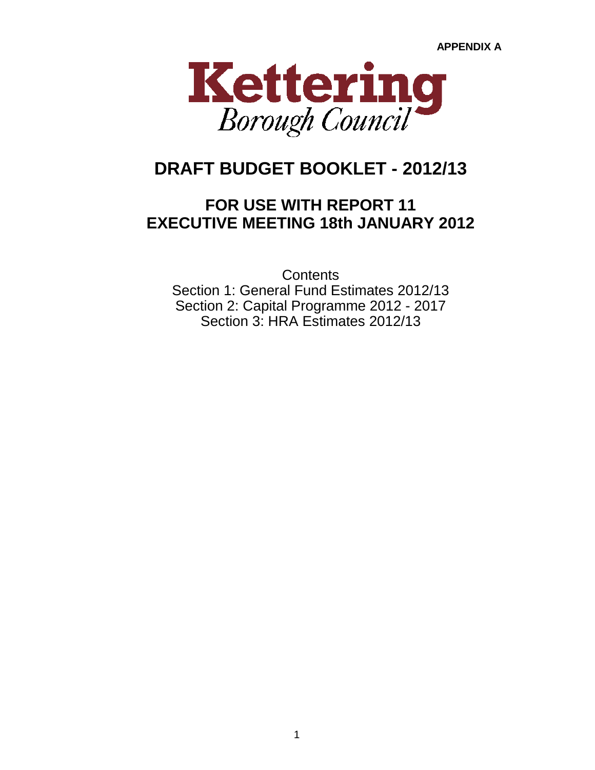**APPENDIX A**

Kettering Borough Council

# DRAFT BUDGET BOOKLET - 2012/13

## FOR USE WITH REPORT 11
## EXECUTIVE MEETING 18th JANUARY 2012

Contents

Section 1: General Fund Estimates 2012/13

Section 2: Capital Programme 2012 - 2017

Section 3: HRA Estimates 2012/13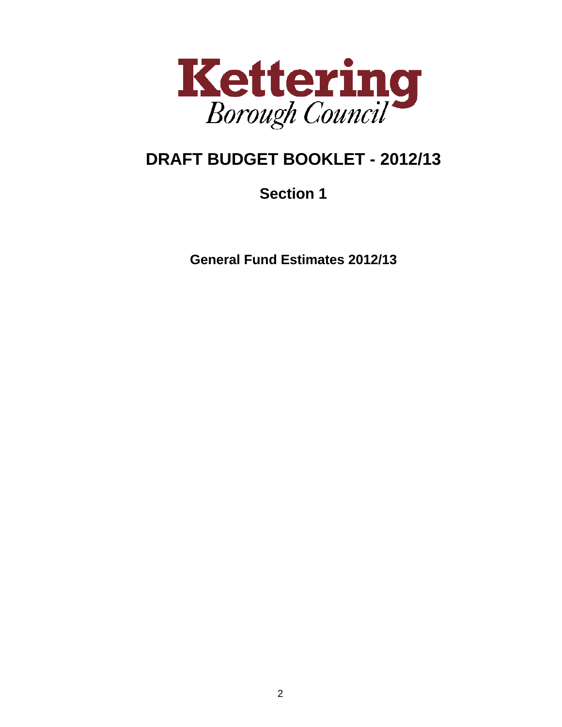Kettering
Borough Council

# DRAFT BUDGET BOOKLET - 2012/13

## Section 1

### General Fund Estimates 2012/13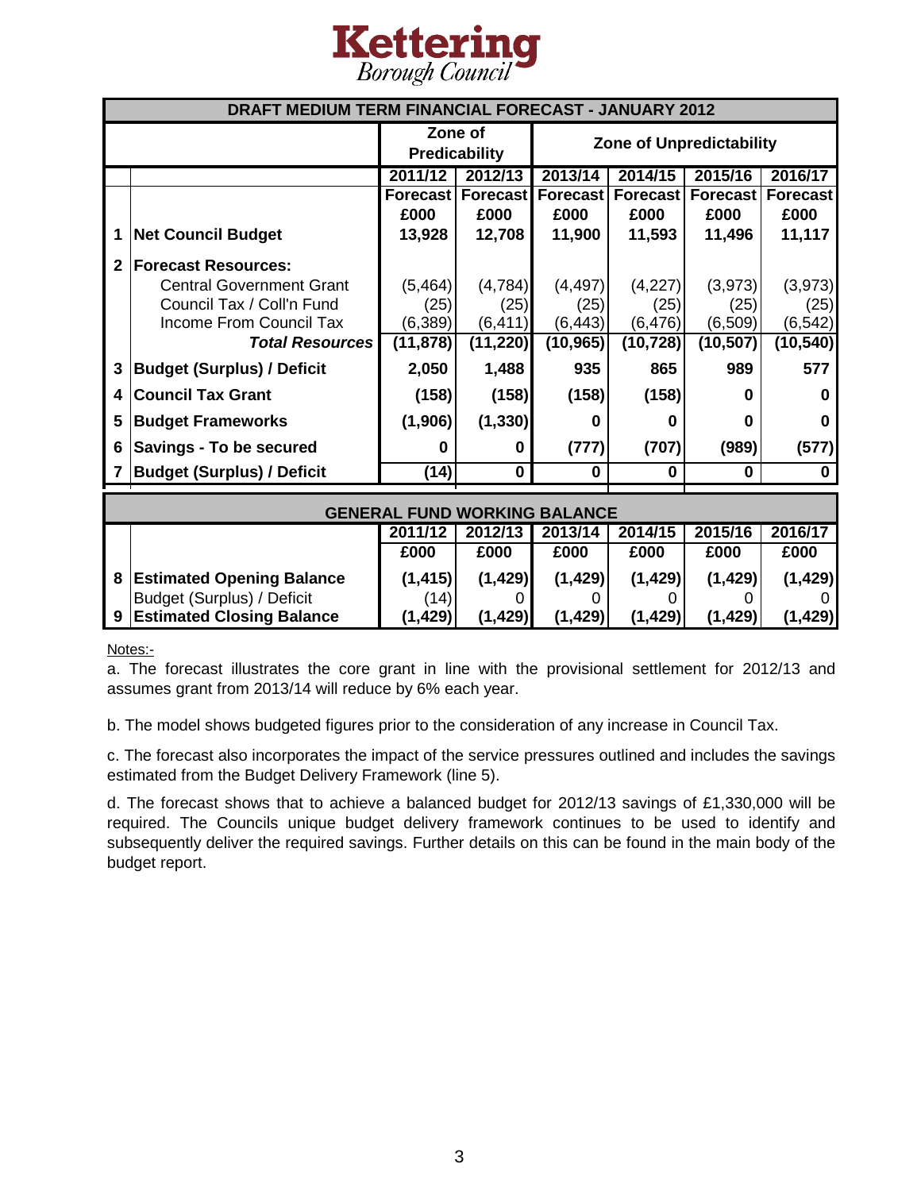# Kettering
*Borough Council*

| | DRAFT MEDIUM TERM FINANCIAL FORECAST - JANUARY 2012 | | | | | | |
|---|---|---|---|---|---|---|---|
| | | Zone of Predicability | | Zone of Unpredictability | | | |
| | | 2011/12 | 2012/13 | 2013/14 | 2014/15 | 2015/16 | 2016/17 |
| | | Forecast £000 | Forecast £000 | Forecast £000 | Forecast £000 | Forecast £000 | Forecast £000 |
| 1 | **Net Council Budget** | **13,928** | **12,708** | **11,900** | **11,593** | **11,496** | **11,117** |
| 2 | **Forecast Resources:** | | | | | | |
| | Central Government Grant | (5,464) | (4,784) | (4,497) | (4,227) | (3,973) | (3,973) |
| | Council Tax / Coll'n Fund | (25) | (25) | (25) | (25) | (25) | (25) |
| | Income From Council Tax | (6,389) | (6,411) | (6,443) | (6,476) | (6,509) | (6,542) |
| | ***Total Resources*** | **(11,878)** | **(11,220)** | **(10,965)** | **(10,728)** | **(10,507)** | **(10,540)** |
| 3 | **Budget (Surplus) / Deficit** | **2,050** | **1,488** | **935** | **865** | **989** | **577** |
| 4 | **Council Tax Grant** | **(158)** | **(158)** | **(158)** | **(158)** | **0** | **0** |
| 5 | **Budget Frameworks** | **(1,906)** | **(1,330)** | **0** | **0** | **0** | **0** |
| 6 | **Savings - To be secured** | **0** | **0** | **(777)** | **(707)** | **(989)** | **(577)** |
| 7 | **Budget (Surplus) / Deficit** | **(14)** | **0** | **0** | **0** | **0** | **0** |

| | GENERAL FUND WORKING BALANCE | | | | | | |
|---|---|---|---|---|---|---|---|
| | | 2011/12 | 2012/13 | 2013/14 | 2014/15 | 2015/16 | 2016/17 |
| | | £000 | £000 | £000 | £000 | £000 | £000 |
| 8 | **Estimated Opening Balance** | **(1,415)** | **(1,429)** | **(1,429)** | **(1,429)** | **(1,429)** | **(1,429)** |
| | Budget (Surplus) / Deficit | (14) | 0 | 0 | 0 | 0 | 0 |
| 9 | **Estimated Closing Balance** | **(1,429)** | **(1,429)** | **(1,429)** | **(1,429)** | **(1,429)** | **(1,429)** |

Notes:-

a. The forecast illustrates the core grant in line with the provisional settlement for 2012/13 and assumes grant from 2013/14 will reduce by 6% each year.

b. The model shows budgeted figures prior to the consideration of any increase in Council Tax.

c. The forecast also incorporates the impact of the service pressures outlined and includes the savings estimated from the Budget Delivery Framework (line 5).

d. The forecast shows that to achieve a balanced budget for 2012/13 savings of £1,330,000 will be required. The Councils unique budget delivery framework continues to be used to identify and subsequently deliver the required savings. Further details on this can be found in the main body of the budget report.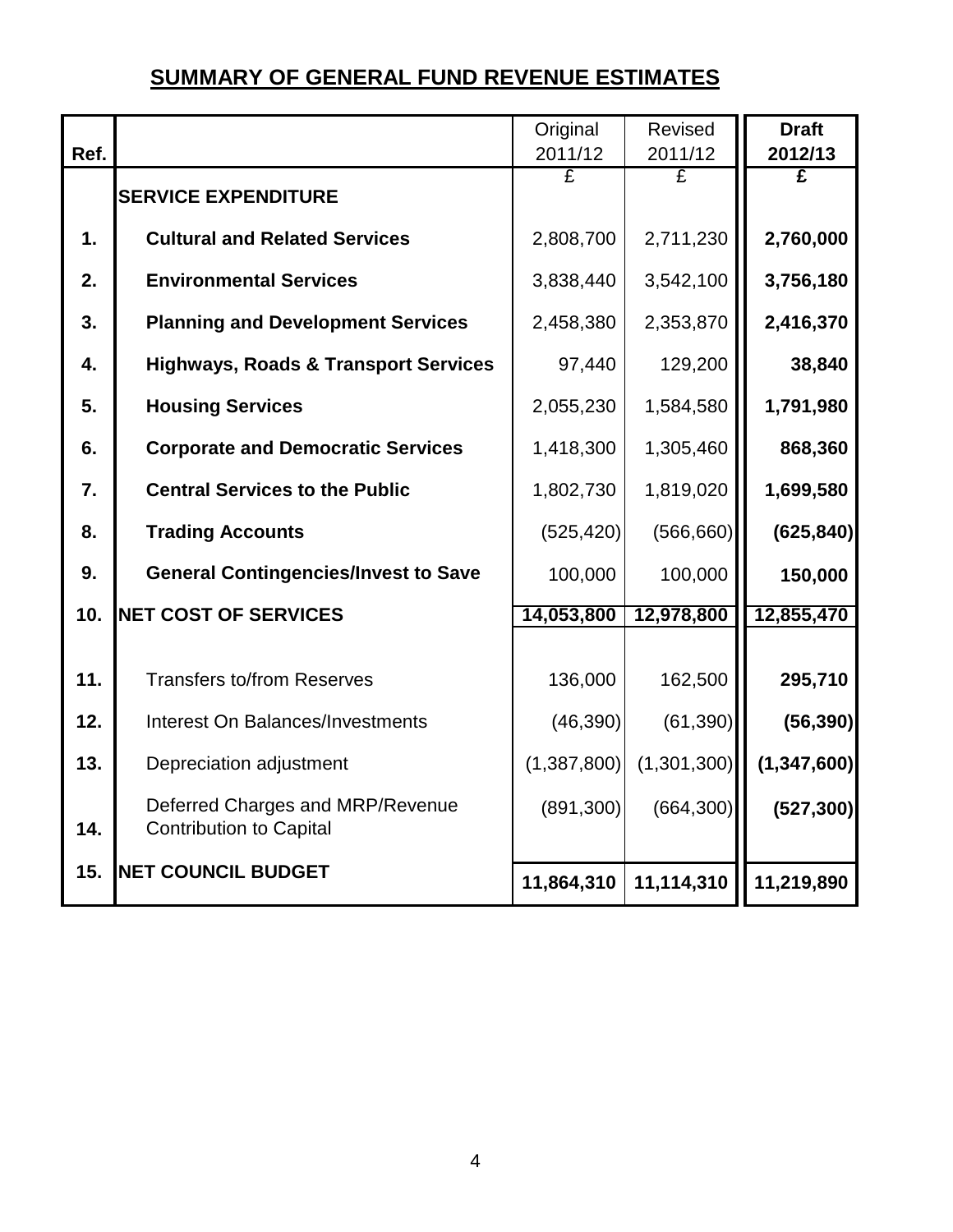# SUMMARY OF GENERAL FUND REVENUE ESTIMATES

| Ref. | | Original 2011/12 | Revised 2011/12 | **Draft 2012/13** |
|---|---|---|---|---|
| | | £ | £ | **£** |
| | **SERVICE EXPENDITURE** | | | |
| 1. | **Cultural and Related Services** | 2,808,700 | 2,711,230 | **2,760,000** |
| 2. | **Environmental Services** | 3,838,440 | 3,542,100 | **3,756,180** |
| 3. | **Planning and Development Services** | 2,458,380 | 2,353,870 | **2,416,370** |
| 4. | **Highways, Roads & Transport Services** | 97,440 | 129,200 | **38,840** |
| 5. | **Housing Services** | 2,055,230 | 1,584,580 | **1,791,980** |
| 6. | **Corporate and Democratic Services** | 1,418,300 | 1,305,460 | **868,360** |
| 7. | **Central Services to the Public** | 1,802,730 | 1,819,020 | **1,699,580** |
| 8. | **Trading Accounts** | (525,420) | (566,660) | **(625,840)** |
| 9. | **General Contingencies/Invest to Save** | 100,000 | 100,000 | **150,000** |
| 10. | **NET COST OF SERVICES** | **14,053,800** | **12,978,800** | **12,855,470** |
| 11. | Transfers to/from Reserves | 136,000 | 162,500 | **295,710** |
| 12. | Interest On Balances/Investments | (46,390) | (61,390) | **(56,390)** |
| 13. | Depreciation adjustment | (1,387,800) | (1,301,300) | **(1,347,600)** |
| 14. | Deferred Charges and MRP/Revenue Contribution to Capital | (891,300) | (664,300) | **(527,300)** |
| 15. | **NET COUNCIL BUDGET** | **11,864,310** | **11,114,310** | **11,219,890** |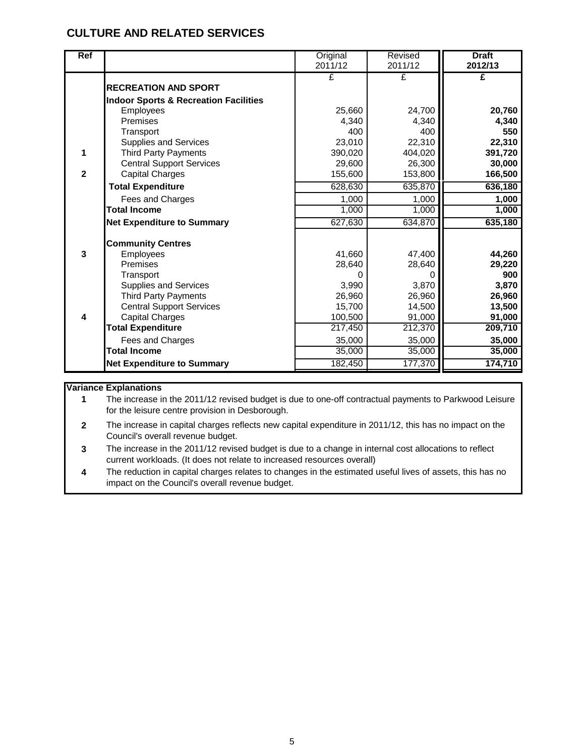## CULTURE AND RELATED SERVICES

| Ref | | Original 2011/12 | Revised 2011/12 | **Draft 2012/13** |
|---|---|---|---|---|
| | | £ | £ | **£** |
| | **RECREATION AND SPORT** | | | |
| | **Indoor Sports & Recreation Facilities** | | | |
| | Employees | 25,660 | 24,700 | **20,760** |
| | Premises | 4,340 | 4,340 | **4,340** |
| | Transport | 400 | 400 | **550** |
| | Supplies and Services | 23,010 | 22,310 | **22,310** |
| **1** | Third Party Payments | 390,020 | 404,020 | **391,720** |
| | Central Support Services | 29,600 | 26,300 | **30,000** |
| **2** | Capital Charges | 155,600 | 153,800 | **166,500** |
| | **Total Expenditure** | 628,630 | 635,870 | **636,180** |
| | Fees and Charges | 1,000 | 1,000 | **1,000** |
| | **Total Income** | 1,000 | 1,000 | **1,000** |
| | **Net Expenditure to Summary** | 627,630 | 634,870 | **635,180** |
| | | | | |
| | **Community Centres** | | | |
| **3** | Employees | 41,660 | 47,400 | **44,260** |
| | Premises | 28,640 | 28,640 | **29,220** |
| | Transport | 0 | 0 | **900** |
| | Supplies and Services | 3,990 | 3,870 | **3,870** |
| | Third Party Payments | 26,960 | 26,960 | **26,960** |
| | Central Support Services | 15,700 | 14,500 | **13,500** |
| **4** | Capital Charges | 100,500 | 91,000 | **91,000** |
| | **Total Expenditure** | 217,450 | 212,370 | **209,710** |
| | Fees and Charges | 35,000 | 35,000 | **35,000** |
| | **Total Income** | 35,000 | 35,000 | **35,000** |
| | **Net Expenditure to Summary** | 182,450 | 177,370 | **174,710** |

**Variance Explanations**

**1** The increase in the 2011/12 revised budget is due to one-off contractual payments to Parkwood Leisure for the leisure centre provision in Desborough.

**2** The increase in capital charges reflects new capital expenditure in 2011/12, this has no impact on the Council's overall revenue budget.

**3** The increase in the 2011/12 revised budget is due to a change in internal cost allocations to reflect current workloads. (It does not relate to increased resources overall)

**4** The reduction in capital charges relates to changes in the estimated useful lives of assets, this has no impact on the Council's overall revenue budget.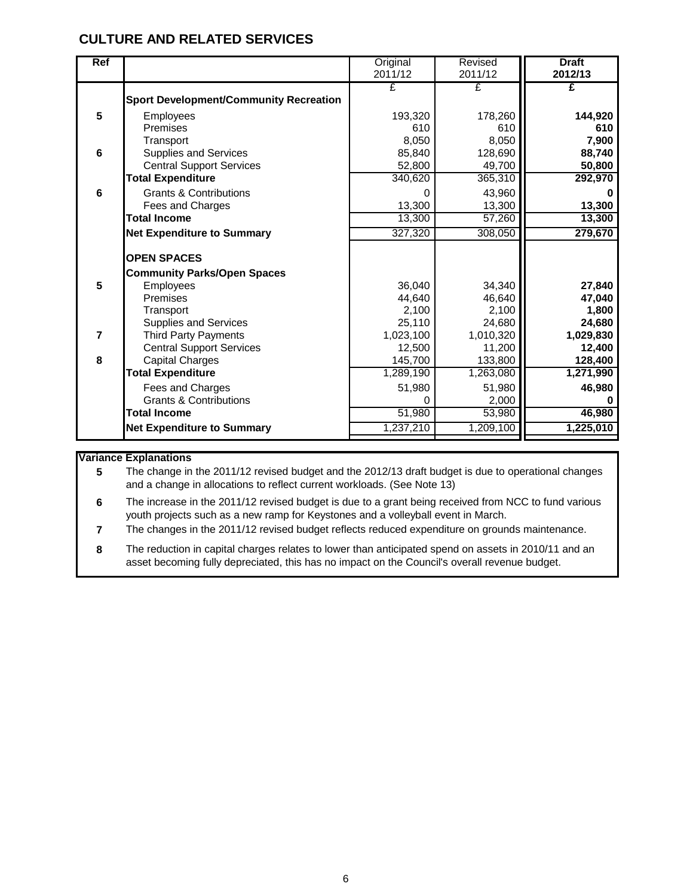# CULTURE AND RELATED SERVICES

| Ref | | Original 2011/12 | Revised 2011/12 | **Draft 2012/13** |
|---|---|---|---|---|
| | | £ | £ | **£** |
| | **Sport Development/Community Recreation** | | | |
| 5 | Employees | 193,320 | 178,260 | **144,920** |
| | Premises | 610 | 610 | **610** |
| | Transport | 8,050 | 8,050 | **7,900** |
| 6 | Supplies and Services | 85,840 | 128,690 | **88,740** |
| | Central Support Services | 52,800 | 49,700 | **50,800** |
| | **Total Expenditure** | 340,620 | 365,310 | **292,970** |
| 6 | Grants & Contributions | 0 | 43,960 | **0** |
| | Fees and Charges | 13,300 | 13,300 | **13,300** |
| | **Total Income** | 13,300 | 57,260 | **13,300** |
| | **Net Expenditure to Summary** | 327,320 | 308,050 | **279,670** |
| | **OPEN SPACES** | | | |
| | **Community Parks/Open Spaces** | | | |
| 5 | Employees | 36,040 | 34,340 | **27,840** |
| | Premises | 44,640 | 46,640 | **47,040** |
| | Transport | 2,100 | 2,100 | **1,800** |
| | Supplies and Services | 25,110 | 24,680 | **24,680** |
| 7 | Third Party Payments | 1,023,100 | 1,010,320 | **1,029,830** |
| | Central Support Services | 12,500 | 11,200 | **12,400** |
| 8 | Capital Charges | 145,700 | 133,800 | **128,400** |
| | **Total Expenditure** | 1,289,190 | 1,263,080 | **1,271,990** |
| | Fees and Charges | 51,980 | 51,980 | **46,980** |
| | Grants & Contributions | 0 | 2,000 | **0** |
| | **Total Income** | 51,980 | 53,980 | **46,980** |
| | **Net Expenditure to Summary** | 1,237,210 | 1,209,100 | **1,225,010** |

**Variance Explanations**

| | |
|---|---|
| **5** | The change in the 2011/12 revised budget and the 2012/13 draft budget is due to operational changes and a change in allocations to reflect current workloads. (See Note 13) |
| **6** | The increase in the 2011/12 revised budget is due to a grant being received from NCC to fund various youth projects such as a new ramp for Keystones and a volleyball event in March. |
| **7** | The changes in the 2011/12 revised budget reflects reduced expenditure on grounds maintenance. |
| **8** | The reduction in capital charges relates to lower than anticipated spend on assets in 2010/11 and an asset becoming fully depreciated, this has no impact on the Council's overall revenue budget. |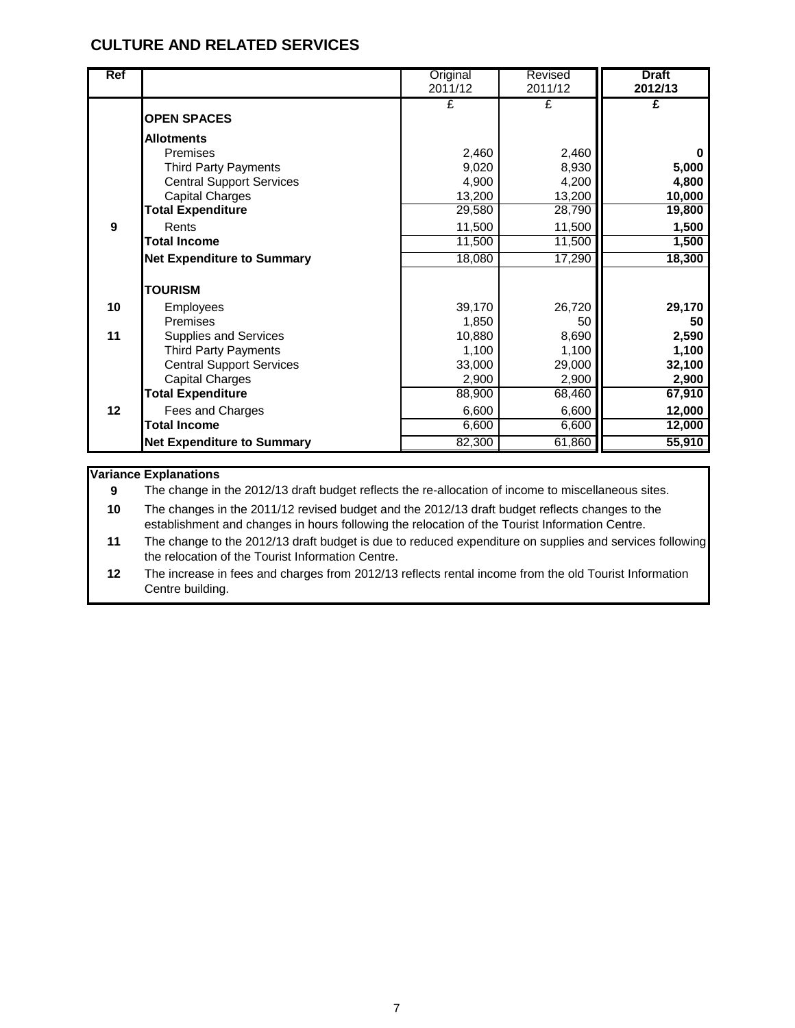## CULTURE AND RELATED SERVICES

| Ref | | Original 2011/12 | Revised 2011/12 | **Draft 2012/13** |
|---|---|---|---|---|
| | | £ | £ | **£** |
| | **OPEN SPACES** | | | |
| | **Allotments** | | | |
| | Premises | 2,460 | 2,460 | **0** |
| | Third Party Payments | 9,020 | 8,930 | **5,000** |
| | Central Support Services | 4,900 | 4,200 | **4,800** |
| | Capital Charges | 13,200 | 13,200 | **10,000** |
| | **Total Expenditure** | 29,580 | 28,790 | **19,800** |
| **9** | Rents | 11,500 | 11,500 | **1,500** |
| | **Total Income** | 11,500 | 11,500 | **1,500** |
| | **Net Expenditure to Summary** | 18,080 | 17,290 | **18,300** |
| | **TOURISM** | | | |
| **10** | Employees | 39,170 | 26,720 | **29,170** |
| | Premises | 1,850 | 50 | **50** |
| **11** | Supplies and Services | 10,880 | 8,690 | **2,590** |
| | Third Party Payments | 1,100 | 1,100 | **1,100** |
| | Central Support Services | 33,000 | 29,000 | **32,100** |
| | Capital Charges | 2,900 | 2,900 | **2,900** |
| | **Total Expenditure** | 88,900 | 68,460 | **67,910** |
| **12** | Fees and Charges | 6,600 | 6,600 | **12,000** |
| | **Total Income** | 6,600 | 6,600 | **12,000** |
| | **Net Expenditure to Summary** | 82,300 | 61,860 | **55,910** |

**Variance Explanations**

| | |
|---|---|
| **9** | The change in the 2012/13 draft budget reflects the re-allocation of income to miscellaneous sites. |
| **10** | The changes in the 2011/12 revised budget and the 2012/13 draft budget reflects changes to the establishment and changes in hours following the relocation of the Tourist Information Centre. |
| **11** | The change to the 2012/13 draft budget is due to reduced expenditure on supplies and services following the relocation of the Tourist Information Centre. |
| **12** | The increase in fees and charges from 2012/13 reflects rental income from the old Tourist Information Centre building. |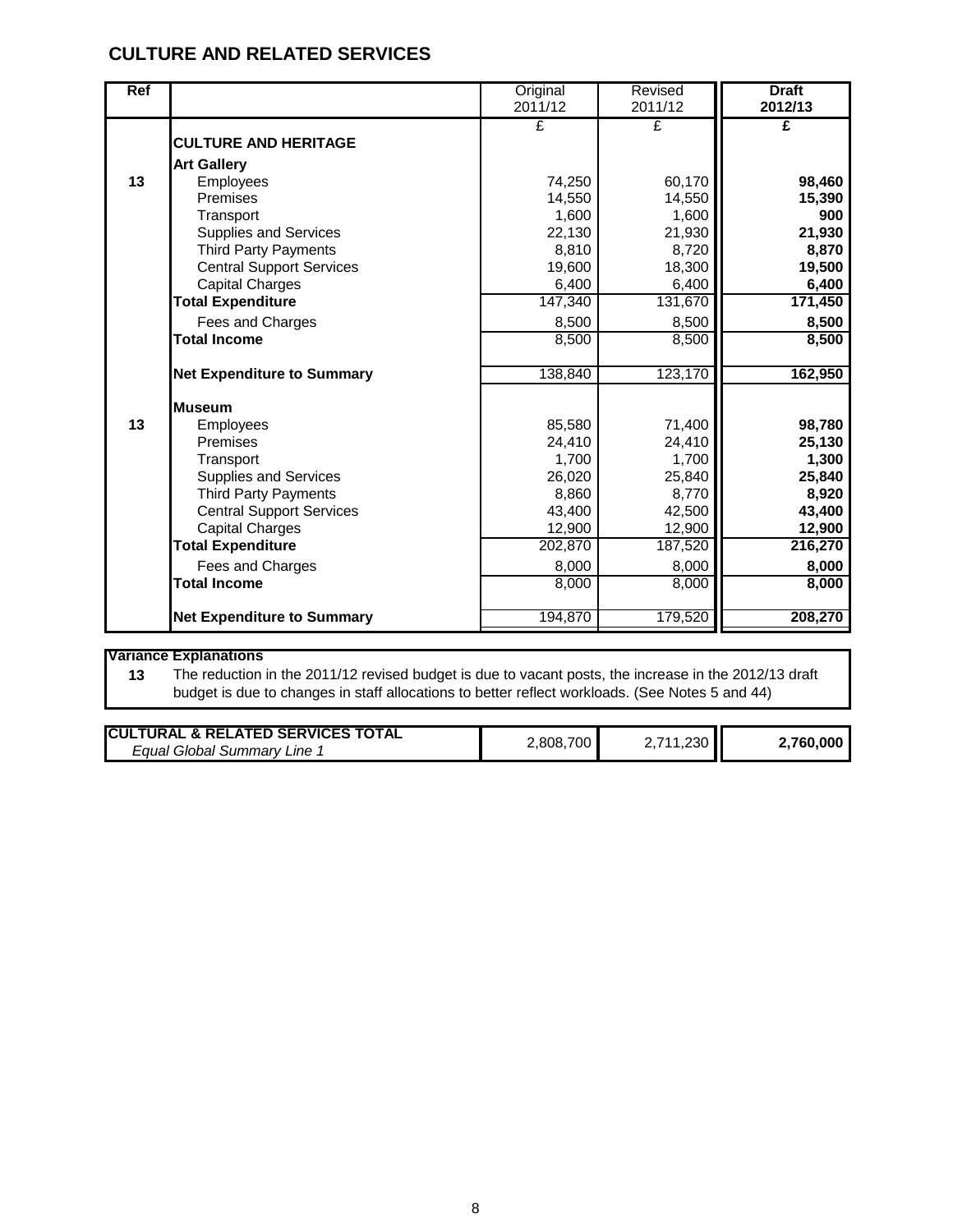# CULTURE AND RELATED SERVICES

| Ref | | Original 2011/12 | Revised 2011/12 | **Draft 2012/13** |
|---|---|---|---|---|
| | | £ | £ | **£** |
| | **CULTURE AND HERITAGE** | | | |
| | **Art Gallery** | | | |
| 13 | Employees | 74,250 | 60,170 | **98,460** |
| | Premises | 14,550 | 14,550 | **15,390** |
| | Transport | 1,600 | 1,600 | **900** |
| | Supplies and Services | 22,130 | 21,930 | **21,930** |
| | Third Party Payments | 8,810 | 8,720 | **8,870** |
| | Central Support Services | 19,600 | 18,300 | **19,500** |
| | Capital Charges | 6,400 | 6,400 | **6,400** |
| | **Total Expenditure** | 147,340 | 131,670 | **171,450** |
| | Fees and Charges | 8,500 | 8,500 | **8,500** |
| | **Total Income** | 8,500 | 8,500 | **8,500** |
| | **Net Expenditure to Summary** | 138,840 | 123,170 | **162,950** |
| | **Museum** | | | |
| 13 | Employees | 85,580 | 71,400 | **98,780** |
| | Premises | 24,410 | 24,410 | **25,130** |
| | Transport | 1,700 | 1,700 | **1,300** |
| | Supplies and Services | 26,020 | 25,840 | **25,840** |
| | Third Party Payments | 8,860 | 8,770 | **8,920** |
| | Central Support Services | 43,400 | 42,500 | **43,400** |
| | Capital Charges | 12,900 | 12,900 | **12,900** |
| | **Total Expenditure** | 202,870 | 187,520 | **216,270** |
| | Fees and Charges | 8,000 | 8,000 | **8,000** |
| | **Total Income** | 8,000 | 8,000 | **8,000** |
| | **Net Expenditure to Summary** | 194,870 | 179,520 | **208,270** |

**Variance Explanations**

**13** The reduction in the 2011/12 revised budget is due to vacant posts, the increase in the 2012/13 draft budget is due to changes in staff allocations to better reflect workloads. (See Notes 5 and 44)

| | Original 2011/12 | Revised 2011/12 | Draft 2012/13 |
|---|---|---|---|
| **CULTURAL & RELATED SERVICES TOTAL** *Equal Global Summary Line 1* | 2,808,700 | 2,711,230 | **2,760,000** |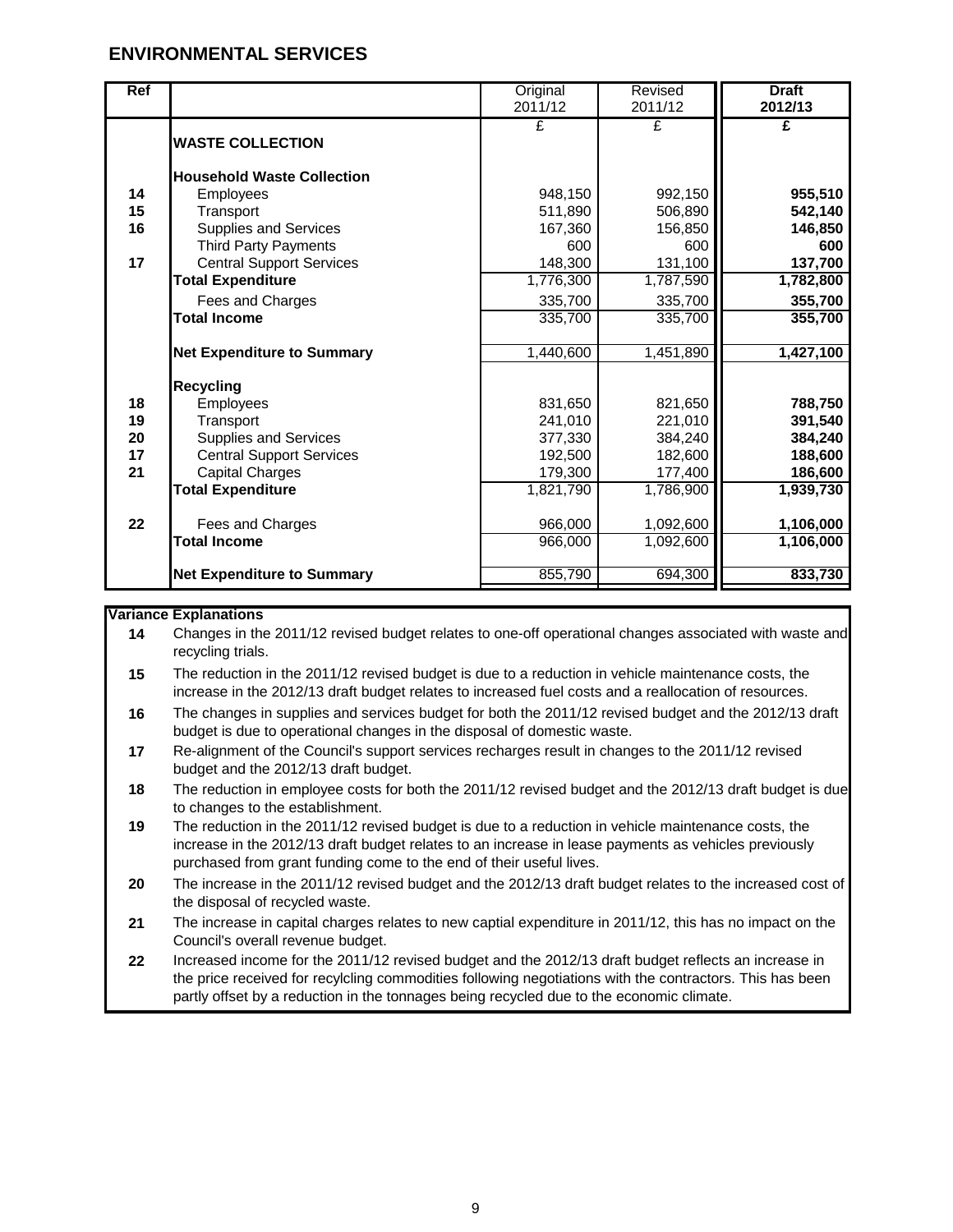# ENVIRONMENTAL SERVICES

| Ref | | Original 2011/12 | Revised 2011/12 | **Draft 2012/13** |
|---|---|---|---|---|
| | | £ | £ | **£** |
| | **WASTE COLLECTION** | | | |
| | **Household Waste Collection** | | | |
| 14 | Employees | 948,150 | 992,150 | **955,510** |
| 15 | Transport | 511,890 | 506,890 | **542,140** |
| 16 | Supplies and Services | 167,360 | 156,850 | **146,850** |
| | Third Party Payments | 600 | 600 | **600** |
| 17 | Central Support Services | 148,300 | 131,100 | **137,700** |
| | **Total Expenditure** | 1,776,300 | 1,787,590 | **1,782,800** |
| | Fees and Charges | 335,700 | 335,700 | **355,700** |
| | **Total Income** | 335,700 | 335,700 | **355,700** |
| | **Net Expenditure to Summary** | 1,440,600 | 1,451,890 | **1,427,100** |
| | **Recycling** | | | |
| 18 | Employees | 831,650 | 821,650 | **788,750** |
| 19 | Transport | 241,010 | 221,010 | **391,540** |
| 20 | Supplies and Services | 377,330 | 384,240 | **384,240** |
| 17 | Central Support Services | 192,500 | 182,600 | **188,600** |
| 21 | Capital Charges | 179,300 | 177,400 | **186,600** |
| | **Total Expenditure** | 1,821,790 | 1,786,900 | **1,939,730** |
| 22 | Fees and Charges | 966,000 | 1,092,600 | **1,106,000** |
| | **Total Income** | 966,000 | 1,092,600 | **1,106,000** |
| | **Net Expenditure to Summary** | 855,790 | 694,300 | **833,730** |

**Variance Explanations**

| | |
|---|---|
| 14 | Changes in the 2011/12 revised budget relates to one-off operational changes associated with waste and recycling trials. |
| 15 | The reduction in the 2011/12 revised budget is due to a reduction in vehicle maintenance costs, the increase in the 2012/13 draft budget relates to increased fuel costs and a reallocation of resources. |
| 16 | The changes in supplies and services budget for both the 2011/12 revised budget and the 2012/13 draft budget is due to operational changes in the disposal of domestic waste. |
| 17 | Re-alignment of the Council's support services recharges result in changes to the 2011/12 revised budget and the 2012/13 draft budget. |
| 18 | The reduction in employee costs for both the 2011/12 revised budget and the 2012/13 draft budget is due to changes to the establishment. |
| 19 | The reduction in the 2011/12 revised budget is due to a reduction in vehicle maintenance costs, the increase in the 2012/13 draft budget relates to an increase in lease payments as vehicles previously purchased from grant funding come to the end of their useful lives. |
| 20 | The increase in the 2011/12 revised budget and the 2012/13 draft budget relates to the increased cost of the disposal of recycled waste. |
| 21 | The increase in capital charges relates to new captial expenditure in 2011/12, this has no impact on the Council's overall revenue budget. |
| 22 | Increased income for the 2011/12 revised budget and the 2012/13 draft budget reflects an increase in the price received for recylcling commodities following negotiations with the contractors. This has been partly offset by a reduction in the tonnages being recycled due to the economic climate. |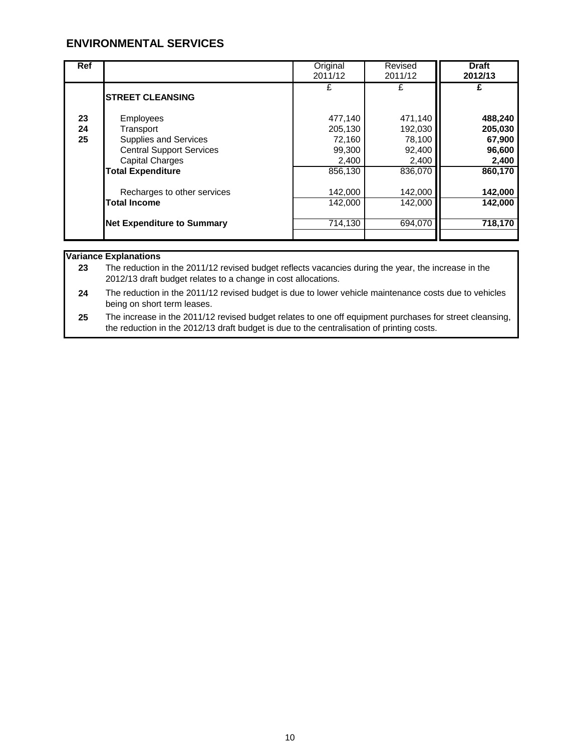## ENVIRONMENTAL SERVICES

| Ref | | Original 2011/12 | Revised 2011/12 | **Draft 2012/13** |
|---|---|---|---|---|
| | | £ | £ | **£** |
| | **STREET CLEANSING** | | | |
| 23 | Employees | 477,140 | 471,140 | **488,240** |
| 24 | Transport | 205,130 | 192,030 | **205,030** |
| 25 | Supplies and Services | 72,160 | 78,100 | **67,900** |
| | Central Support Services | 99,300 | 92,400 | **96,600** |
| | Capital Charges | 2,400 | 2,400 | **2,400** |
| | **Total Expenditure** | 856,130 | 836,070 | **860,170** |
| | Recharges to other services | 142,000 | 142,000 | **142,000** |
| | **Total Income** | 142,000 | 142,000 | **142,000** |
| | **Net Expenditure to Summary** | 714,130 | 694,070 | **718,170** |

**Variance Explanations**

| | |
|---|---|
| **23** | The reduction in the 2011/12 revised budget reflects vacancies during the year, the increase in the 2012/13 draft budget relates to a change in cost allocations. |
| **24** | The reduction in the 2011/12 revised budget is due to lower vehicle maintenance costs due to vehicles being on short term leases. |
| **25** | The increase in the 2011/12 revised budget relates to one off equipment purchases for street cleansing, the reduction in the 2012/13 draft budget is due to the centralisation of printing costs. |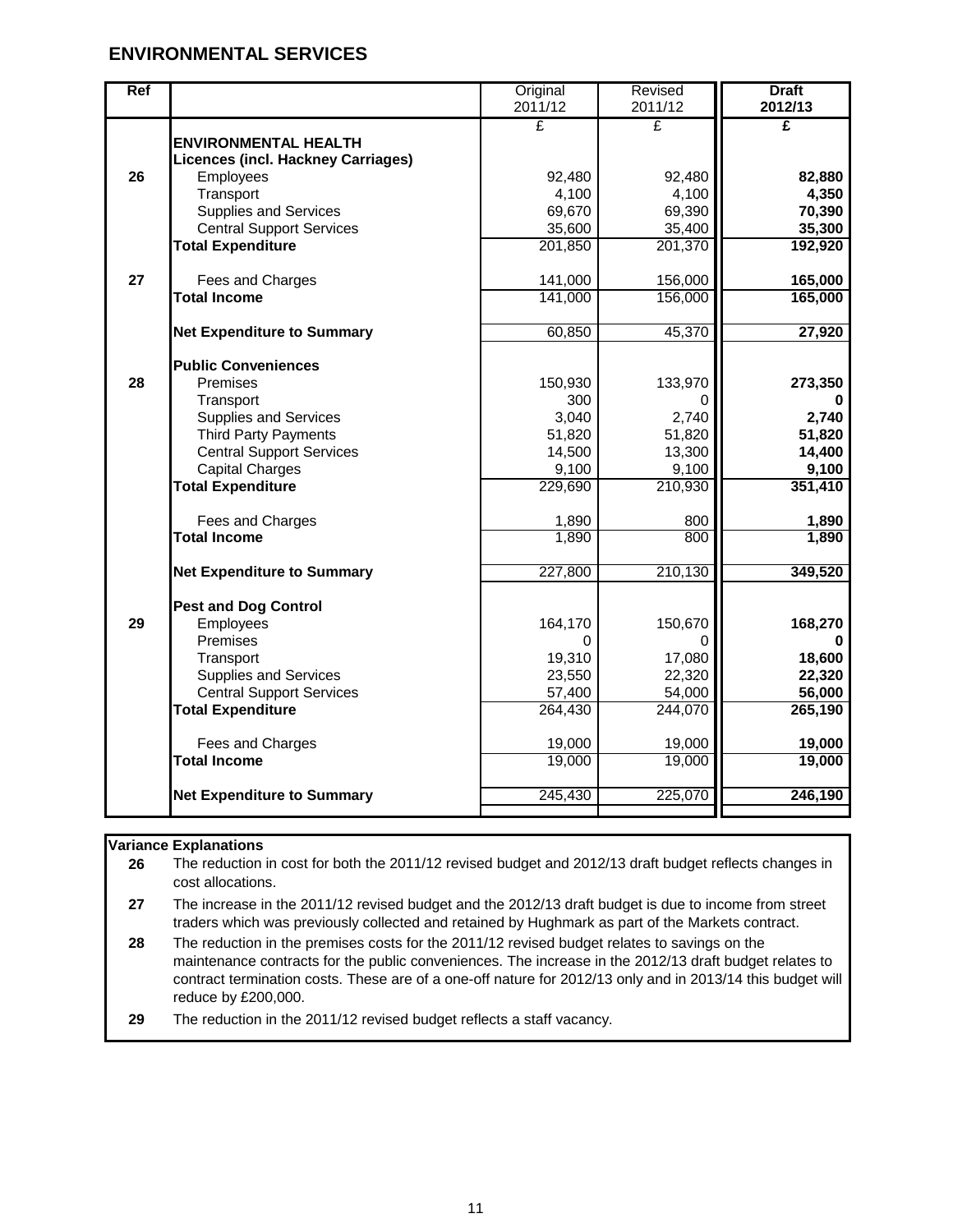## ENVIRONMENTAL SERVICES

| Ref | | Original 2011/12 | Revised 2011/12 | **Draft 2012/13** |
|---|---|---|---|---|
| | | £ | £ | **£** |
| | **ENVIRONMENTAL HEALTH** | | | |
| | **Licences (incl. Hackney Carriages)** | | | |
| **26** | Employees | 92,480 | 92,480 | **82,880** |
| | Transport | 4,100 | 4,100 | **4,350** |
| | Supplies and Services | 69,670 | 69,390 | **70,390** |
| | Central Support Services | 35,600 | 35,400 | **35,300** |
| | **Total Expenditure** | 201,850 | 201,370 | **192,920** |
| **27** | Fees and Charges | 141,000 | 156,000 | **165,000** |
| | **Total Income** | 141,000 | 156,000 | **165,000** |
| | **Net Expenditure to Summary** | 60,850 | 45,370 | **27,920** |
| | **Public Conveniences** | | | |
| **28** | Premises | 150,930 | 133,970 | **273,350** |
| | Transport | 300 | 0 | **0** |
| | Supplies and Services | 3,040 | 2,740 | **2,740** |
| | Third Party Payments | 51,820 | 51,820 | **51,820** |
| | Central Support Services | 14,500 | 13,300 | **14,400** |
| | Capital Charges | 9,100 | 9,100 | **9,100** |
| | **Total Expenditure** | 229,690 | 210,930 | **351,410** |
| | Fees and Charges | 1,890 | 800 | **1,890** |
| | **Total Income** | 1,890 | 800 | **1,890** |
| | **Net Expenditure to Summary** | 227,800 | 210,130 | **349,520** |
| | **Pest and Dog Control** | | | |
| **29** | Employees | 164,170 | 150,670 | **168,270** |
| | Premises | 0 | 0 | **0** |
| | Transport | 19,310 | 17,080 | **18,600** |
| | Supplies and Services | 23,550 | 22,320 | **22,320** |
| | Central Support Services | 57,400 | 54,000 | **56,000** |
| | **Total Expenditure** | 264,430 | 244,070 | **265,190** |
| | Fees and Charges | 19,000 | 19,000 | **19,000** |
| | **Total Income** | 19,000 | 19,000 | **19,000** |
| | **Net Expenditure to Summary** | 245,430 | 225,070 | **246,190** |

**Variance Explanations**

**26** The reduction in cost for both the 2011/12 revised budget and 2012/13 draft budget reflects changes in cost allocations.

**27** The increase in the 2011/12 revised budget and the 2012/13 draft budget is due to income from street traders which was previously collected and retained by Hughmark as part of the Markets contract.

**28** The reduction in the premises costs for the 2011/12 revised budget relates to savings on the maintenance contracts for the public conveniences. The increase in the 2012/13 draft budget relates to contract termination costs. These are of a one-off nature for 2012/13 only and in 2013/14 this budget will reduce by £200,000.

**29** The reduction in the 2011/12 revised budget reflects a staff vacancy.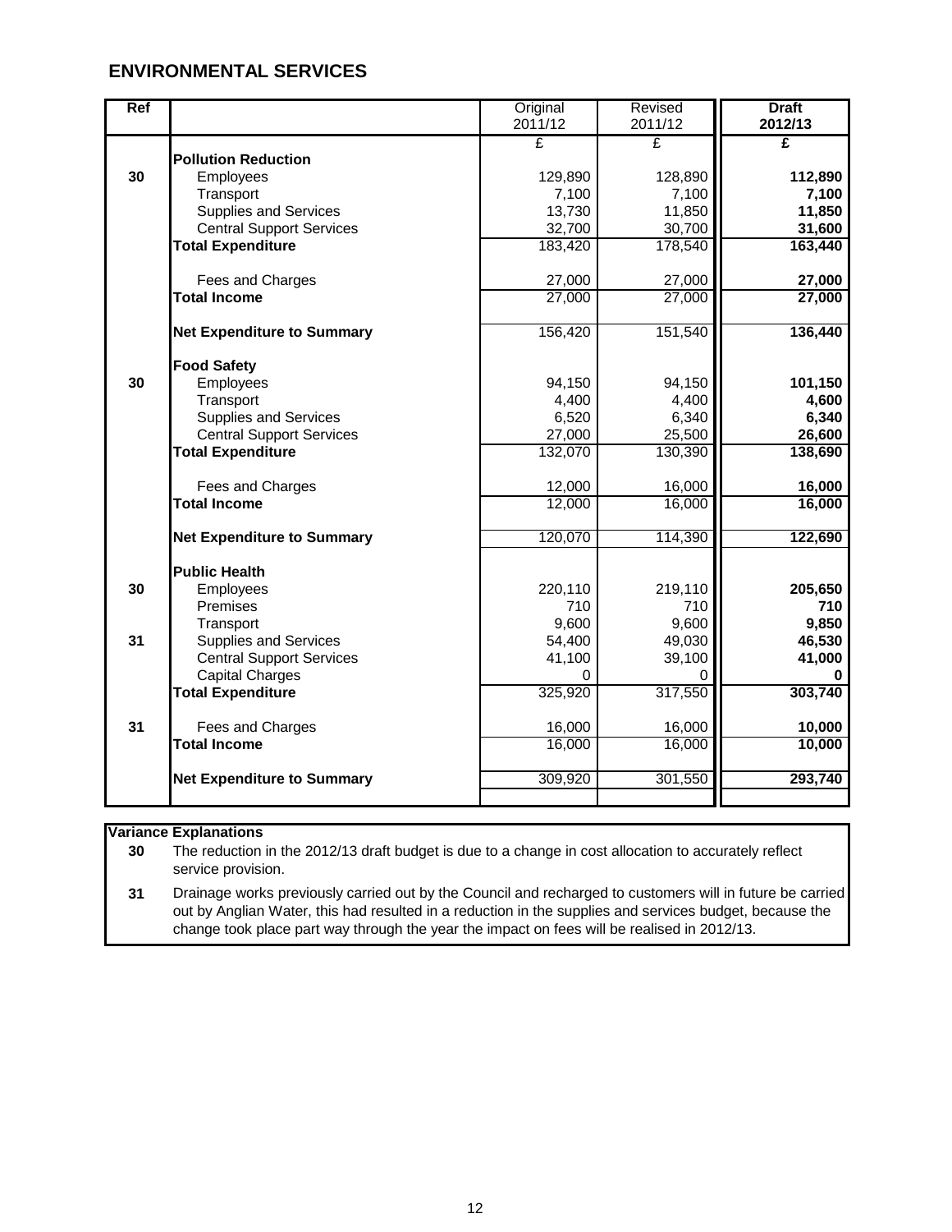## ENVIRONMENTAL SERVICES

| Ref | | Original 2011/12 | Revised 2011/12 | **Draft 2012/13** |
|---|---|---|---|---|
| | | £ | £ | **£** |
| | **Pollution Reduction** | | | |
| 30 | Employees | 129,890 | 128,890 | **112,890** |
| | Transport | 7,100 | 7,100 | **7,100** |
| | Supplies and Services | 13,730 | 11,850 | **11,850** |
| | Central Support Services | 32,700 | 30,700 | **31,600** |
| | **Total Expenditure** | 183,420 | 178,540 | **163,440** |
| | Fees and Charges | 27,000 | 27,000 | **27,000** |
| | **Total Income** | 27,000 | 27,000 | **27,000** |
| | **Net Expenditure to Summary** | 156,420 | 151,540 | **136,440** |
| | **Food Safety** | | | |
| 30 | Employees | 94,150 | 94,150 | **101,150** |
| | Transport | 4,400 | 4,400 | **4,600** |
| | Supplies and Services | 6,520 | 6,340 | **6,340** |
| | Central Support Services | 27,000 | 25,500 | **26,600** |
| | **Total Expenditure** | 132,070 | 130,390 | **138,690** |
| | Fees and Charges | 12,000 | 16,000 | **16,000** |
| | **Total Income** | 12,000 | 16,000 | **16,000** |
| | **Net Expenditure to Summary** | 120,070 | 114,390 | **122,690** |
| | **Public Health** | | | |
| 30 | Employees | 220,110 | 219,110 | **205,650** |
| | Premises | 710 | 710 | **710** |
| | Transport | 9,600 | 9,600 | **9,850** |
| 31 | Supplies and Services | 54,400 | 49,030 | **46,530** |
| | Central Support Services | 41,100 | 39,100 | **41,000** |
| | Capital Charges | 0 | 0 | **0** |
| | **Total Expenditure** | 325,920 | 317,550 | **303,740** |
| 31 | Fees and Charges | 16,000 | 16,000 | **10,000** |
| | **Total Income** | 16,000 | 16,000 | **10,000** |
| | **Net Expenditure to Summary** | 309,920 | 301,550 | **293,740** |

**Variance Explanations**

| | |
|---|---|
| **30** | The reduction in the 2012/13 draft budget is due to a change in cost allocation to accurately reflect service provision. |
| **31** | Drainage works previously carried out by the Council and recharged to customers will in future be carried out by Anglian Water, this had resulted in a reduction in the supplies and services budget, because the change took place part way through the year the impact on fees will be realised in 2012/13. |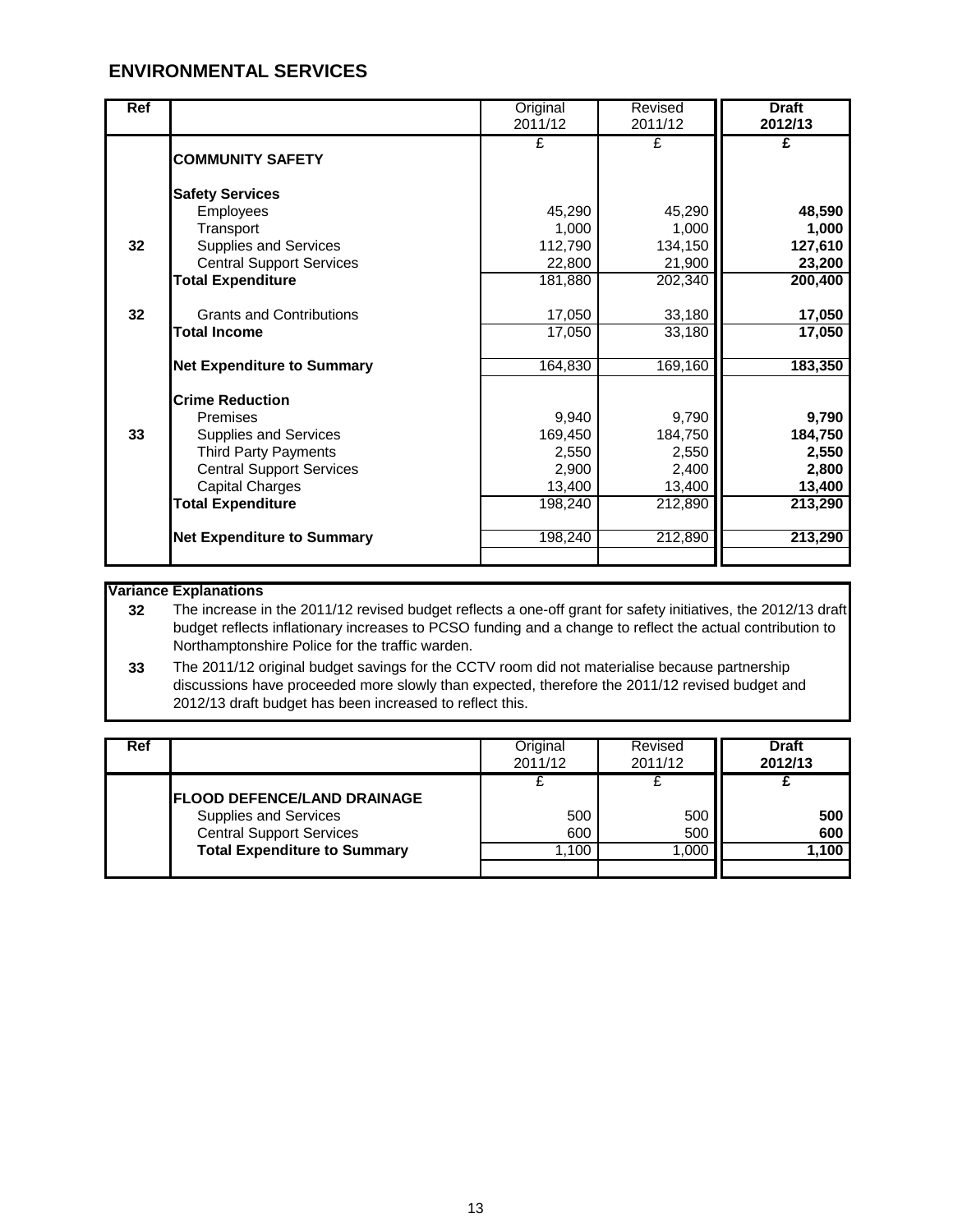# ENVIRONMENTAL SERVICES

| Ref | | Original 2011/12 | Revised 2011/12 | **Draft 2012/13** |
|---|---|---|---|---|
| | | £ | £ | **£** |
| | **COMMUNITY SAFETY** | | | |
| | **Safety Services** | | | |
| | Employees | 45,290 | 45,290 | **48,590** |
| | Transport | 1,000 | 1,000 | **1,000** |
| 32 | Supplies and Services | 112,790 | 134,150 | **127,610** |
| | Central Support Services | 22,800 | 21,900 | **23,200** |
| | **Total Expenditure** | 181,880 | 202,340 | **200,400** |
| 32 | Grants and Contributions | 17,050 | 33,180 | **17,050** |
| | **Total Income** | 17,050 | 33,180 | **17,050** |
| | **Net Expenditure to Summary** | 164,830 | 169,160 | **183,350** |
| | **Crime Reduction** | | | |
| | Premises | 9,940 | 9,790 | **9,790** |
| 33 | Supplies and Services | 169,450 | 184,750 | **184,750** |
| | Third Party Payments | 2,550 | 2,550 | **2,550** |
| | Central Support Services | 2,900 | 2,400 | **2,800** |
| | Capital Charges | 13,400 | 13,400 | **13,400** |
| | **Total Expenditure** | 198,240 | 212,890 | **213,290** |
| | **Net Expenditure to Summary** | 198,240 | 212,890 | **213,290** |

**Variance Explanations**

**32** The increase in the 2011/12 revised budget reflects a one-off grant for safety initiatives, the 2012/13 draft budget reflects inflationary increases to PCSO funding and a change to reflect the actual contribution to Northamptonshire Police for the traffic warden.

**33** The 2011/12 original budget savings for the CCTV room did not materialise because partnership discussions have proceeded more slowly than expected, therefore the 2011/12 revised budget and 2012/13 draft budget has been increased to reflect this.

| Ref | | Original 2011/12 | Revised 2011/12 | **Draft 2012/13** |
|---|---|---|---|---|
| | | £ | £ | **£** |
| | **FLOOD DEFENCE/LAND DRAINAGE** | | | |
| | Supplies and Services | 500 | 500 | **500** |
| | Central Support Services | 600 | 500 | **600** |
| | **Total Expenditure to Summary** | 1,100 | 1,000 | **1,100** |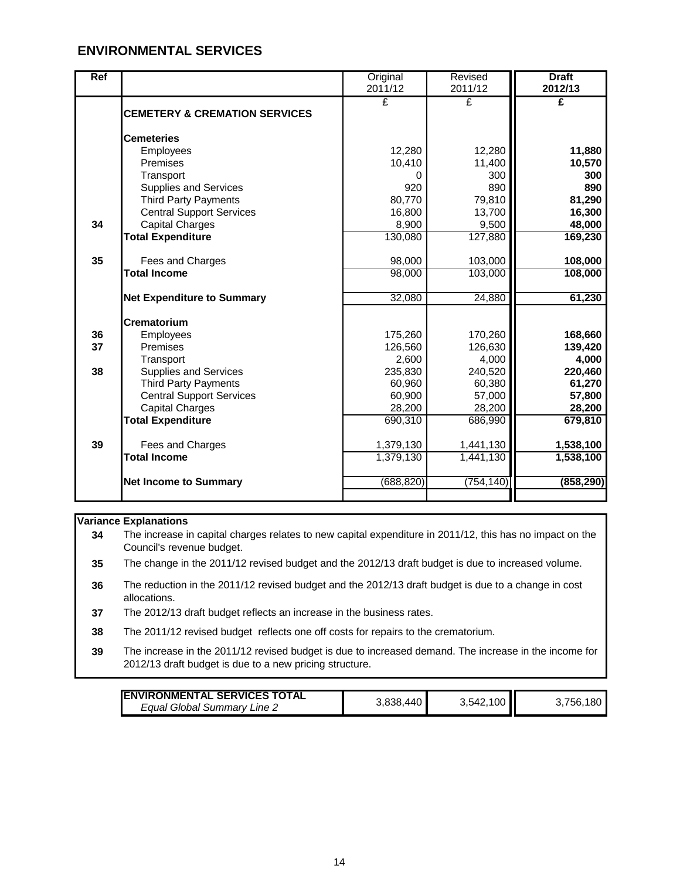## ENVIRONMENTAL SERVICES

| Ref | | Original 2011/12 | Revised 2011/12 | **Draft 2012/13** |
|---|---|---|---|---|
| | | £ | £ | **£** |
| | **CEMETERY & CREMATION SERVICES** | | | |
| | **Cemeteries** | | | |
| | Employees | 12,280 | 12,280 | **11,880** |
| | Premises | 10,410 | 11,400 | **10,570** |
| | Transport | 0 | 300 | **300** |
| | Supplies and Services | 920 | 890 | **890** |
| | Third Party Payments | 80,770 | 79,810 | **81,290** |
| | Central Support Services | 16,800 | 13,700 | **16,300** |
| **34** | Capital Charges | 8,900 | 9,500 | **48,000** |
| | **Total Expenditure** | 130,080 | 127,880 | **169,230** |
| **35** | Fees and Charges | 98,000 | 103,000 | **108,000** |
| | **Total Income** | 98,000 | 103,000 | **108,000** |
| | **Net Expenditure to Summary** | 32,080 | 24,880 | **61,230** |
| | **Crematorium** | | | |
| **36** | Employees | 175,260 | 170,260 | **168,660** |
| **37** | Premises | 126,560 | 126,630 | **139,420** |
| | Transport | 2,600 | 4,000 | **4,000** |
| **38** | Supplies and Services | 235,830 | 240,520 | **220,460** |
| | Third Party Payments | 60,960 | 60,380 | **61,270** |
| | Central Support Services | 60,900 | 57,000 | **57,800** |
| | Capital Charges | 28,200 | 28,200 | **28,200** |
| | **Total Expenditure** | 690,310 | 686,990 | **679,810** |
| **39** | Fees and Charges | 1,379,130 | 1,441,130 | **1,538,100** |
| | **Total Income** | 1,379,130 | 1,441,130 | **1,538,100** |
| | **Net Income to Summary** | (688,820) | (754,140) | **(858,290)** |

**Variance Explanations**

| | |
|---|---|
| **34** | The increase in capital charges relates to new capital expenditure in 2011/12, this has no impact on the Council's revenue budget. |
| **35** | The change in the 2011/12 revised budget and the 2012/13 draft budget is due to increased volume. |
| **36** | The reduction in the 2011/12 revised budget and the 2012/13 draft budget is due to a change in cost allocations. |
| **37** | The 2012/13 draft budget reflects an increase in the business rates. |
| **38** | The 2011/12 revised budget reflects one off costs for repairs to the crematorium. |
| **39** | The increase in the 2011/12 revised budget is due to increased demand. The increase in the income for 2012/13 draft budget is due to a new pricing structure. |

| | Original 2011/12 | Revised 2011/12 | Draft 2012/13 |
|---|---|---|---|
| **ENVIRONMENTAL SERVICES TOTAL** *Equal Global Summary Line 2* | 3,838,440 | 3,542,100 | 3,756,180 |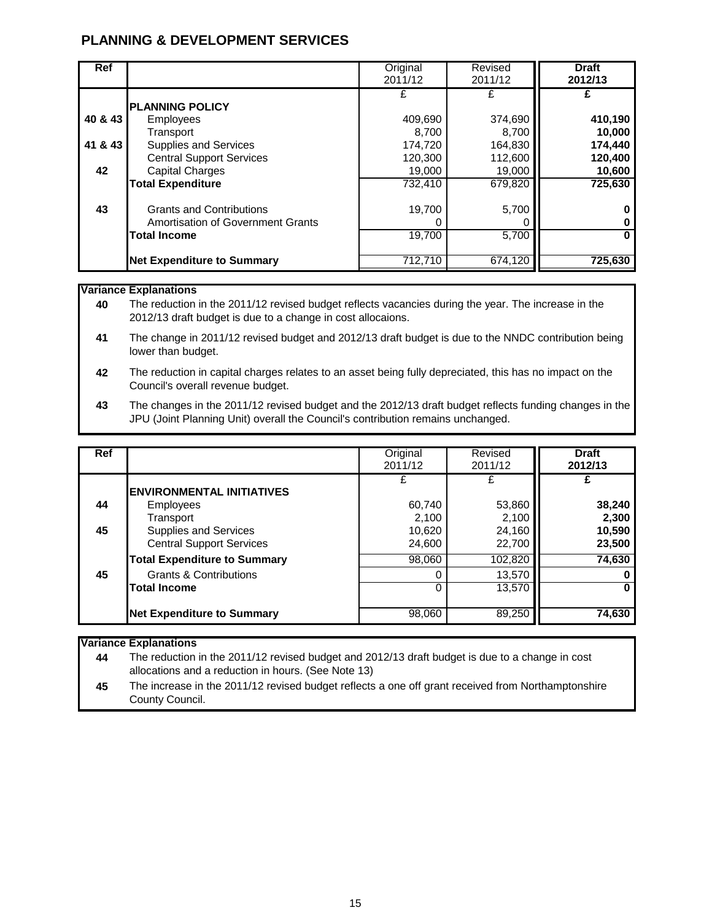# PLANNING & DEVELOPMENT SERVICES

| Ref | | Original 2011/12 | Revised 2011/12 | **Draft 2012/13** |
|---|---|---|---|---|
| | | £ | £ | **£** |
| | **PLANNING POLICY** | | | |
| 40 & 43 | Employees | 409,690 | 374,690 | **410,190** |
| | Transport | 8,700 | 8,700 | **10,000** |
| 41 & 43 | Supplies and Services | 174,720 | 164,830 | **174,440** |
| | Central Support Services | 120,300 | 112,600 | **120,400** |
| 42 | Capital Charges | 19,000 | 19,000 | **10,600** |
| | **Total Expenditure** | 732,410 | 679,820 | **725,630** |
| 43 | Grants and Contributions | 19,700 | 5,700 | **0** |
| | Amortisation of Government Grants | 0 | 0 | **0** |
| | **Total Income** | 19,700 | 5,700 | **0** |
| | **Net Expenditure to Summary** | 712,710 | 674,120 | **725,630** |

**Variance Explanations**

| | |
|---|---|
| **40** | The reduction in the 2011/12 revised budget reflects vacancies during the year. The increase in the 2012/13 draft budget is due to a change in cost allocaions. |
| **41** | The change in 2011/12 revised budget and 2012/13 draft budget is due to the NNDC contribution being lower than budget. |
| **42** | The reduction in capital charges relates to an asset being fully depreciated, this has no impact on the Council's overall revenue budget. |
| **43** | The changes in the 2011/12 revised budget and the 2012/13 draft budget reflects funding changes in the JPU (Joint Planning Unit) overall the Council's contribution remains unchanged. |

| Ref | | Original 2011/12 | Revised 2011/12 | **Draft 2012/13** |
|---|---|---|---|---|
| | | £ | £ | **£** |
| | **ENVIRONMENTAL INITIATIVES** | | | |
| 44 | Employees | 60,740 | 53,860 | **38,240** |
| | Transport | 2,100 | 2,100 | **2,300** |
| 45 | Supplies and Services | 10,620 | 24,160 | **10,590** |
| | Central Support Services | 24,600 | 22,700 | **23,500** |
| | **Total Expenditure to Summary** | 98,060 | 102,820 | **74,630** |
| 45 | Grants & Contributions | 0 | 13,570 | **0** |
| | **Total Income** | 0 | 13,570 | **0** |
| | **Net Expenditure to Summary** | 98,060 | 89,250 | **74,630** |

**Variance Explanations**

| | |
|---|---|
| **44** | The reduction in the 2011/12 revised budget and 2012/13 draft budget is due to a change in cost allocations and a reduction in hours. (See Note 13) |
| **45** | The increase in the 2011/12 revised budget reflects a one off grant received from Northamptonshire County Council. |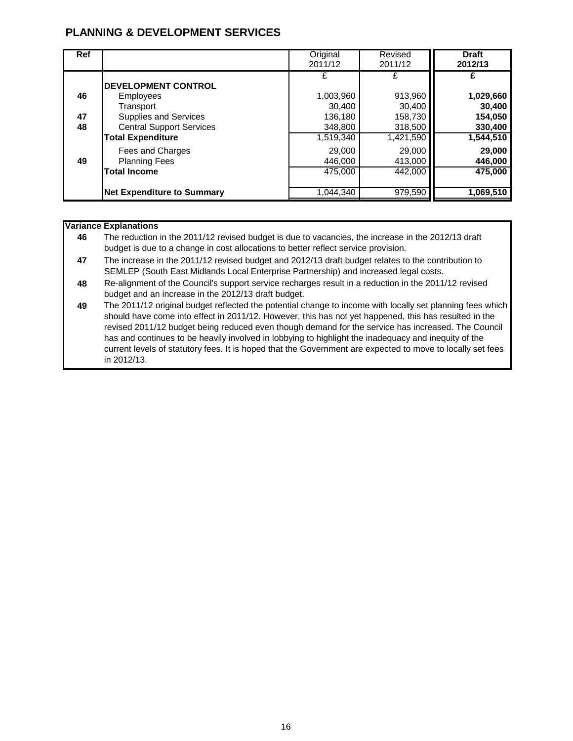## PLANNING & DEVELOPMENT SERVICES

| Ref | | Original 2011/12 | Revised 2011/12 | **Draft 2012/13** |
|---|---|---|---|---|
| | | £ | £ | **£** |
| | **DEVELOPMENT CONTROL** | | | |
| 46 | Employees | 1,003,960 | 913,960 | **1,029,660** |
| | Transport | 30,400 | 30,400 | **30,400** |
| 47 | Supplies and Services | 136,180 | 158,730 | **154,050** |
| 48 | Central Support Services | 348,800 | 318,500 | **330,400** |
| | **Total Expenditure** | 1,519,340 | 1,421,590 | **1,544,510** |
| | Fees and Charges | 29,000 | 29,000 | **29,000** |
| 49 | Planning Fees | 446,000 | 413,000 | **446,000** |
| | **Total Income** | 475,000 | 442,000 | **475,000** |
| | **Net Expenditure to Summary** | 1,044,340 | 979,590 | **1,069,510** |

**Variance Explanations**

**46** The reduction in the 2011/12 revised budget is due to vacancies, the increase in the 2012/13 draft budget is due to a change in cost allocations to better reflect service provision.

**47** The increase in the 2011/12 revised budget and 2012/13 draft budget relates to the contribution to SEMLEP (South East Midlands Local Enterprise Partnership) and increased legal costs.

**48** Re-alignment of the Council's support service recharges result in a reduction in the 2011/12 revised budget and an increase in the 2012/13 draft budget.

**49** The 2011/12 original budget reflected the potential change to income with locally set planning fees which should have come into effect in 2011/12. However, this has not yet happened, this has resulted in the revised 2011/12 budget being reduced even though demand for the service has increased. The Council has and continues to be heavily involved in lobbying to highlight the inadequacy and inequity of the current levels of statutory fees. It is hoped that the Government are expected to move to locally set fees in 2012/13.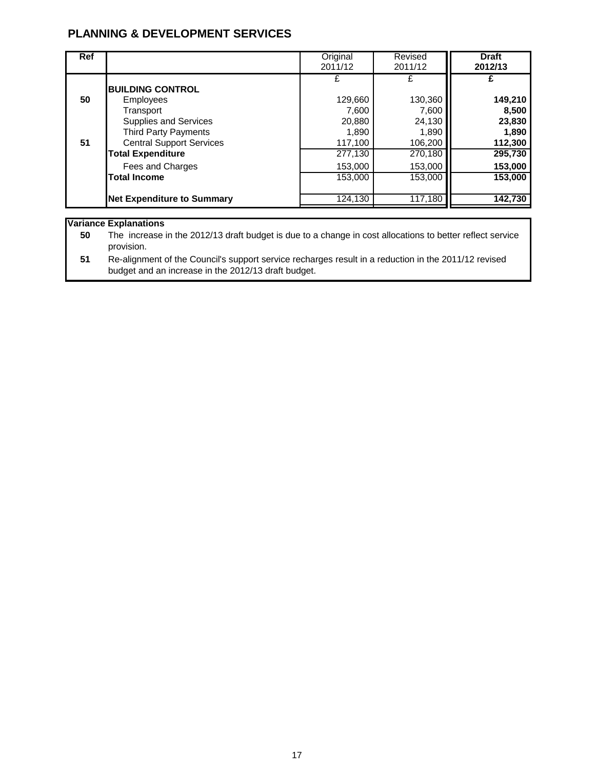## PLANNING & DEVELOPMENT SERVICES

| Ref | | Original 2011/12 | Revised 2011/12 | **Draft 2012/13** |
|---|---|---|---|---|
| | | £ | £ | **£** |
| | **BUILDING CONTROL** | | | |
| 50 | Employees | 129,660 | 130,360 | **149,210** |
| | Transport | 7,600 | 7,600 | **8,500** |
| | Supplies and Services | 20,880 | 24,130 | **23,830** |
| | Third Party Payments | 1,890 | 1,890 | **1,890** |
| 51 | Central Support Services | 117,100 | 106,200 | **112,300** |
| | **Total Expenditure** | 277,130 | 270,180 | **295,730** |
| | Fees and Charges | 153,000 | 153,000 | **153,000** |
| | **Total Income** | 153,000 | 153,000 | **153,000** |
| | **Net Expenditure to Summary** | 124,130 | 117,180 | **142,730** |

**Variance Explanations**

| | |
|---|---|
| **50** | The increase in the 2012/13 draft budget is due to a change in cost allocations to better reflect service provision. |
| **51** | Re-alignment of the Council's support service recharges result in a reduction in the 2011/12 revised budget and an increase in the 2012/13 draft budget. |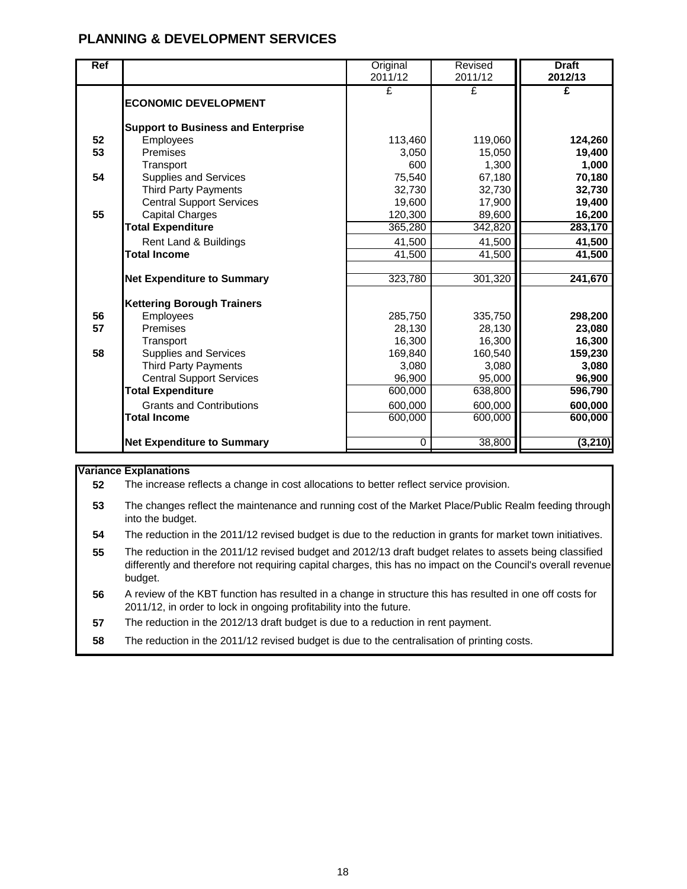## PLANNING & DEVELOPMENT SERVICES

| Ref | | Original 2011/12 | Revised 2011/12 | **Draft 2012/13** |
|---|---|---|---|---|
| | | £ | £ | **£** |
| | **ECONOMIC DEVELOPMENT** | | | |
| | **Support to Business and Enterprise** | | | |
| 52 | Employees | 113,460 | 119,060 | **124,260** |
| 53 | Premises | 3,050 | 15,050 | **19,400** |
| | Transport | 600 | 1,300 | **1,000** |
| 54 | Supplies and Services | 75,540 | 67,180 | **70,180** |
| | Third Party Payments | 32,730 | 32,730 | **32,730** |
| | Central Support Services | 19,600 | 17,900 | **19,400** |
| 55 | Capital Charges | 120,300 | 89,600 | **16,200** |
| | **Total Expenditure** | 365,280 | 342,820 | **283,170** |
| | Rent Land & Buildings | 41,500 | 41,500 | **41,500** |
| | **Total Income** | 41,500 | 41,500 | **41,500** |
| | **Net Expenditure to Summary** | 323,780 | 301,320 | **241,670** |
| | **Kettering Borough Trainers** | | | |
| 56 | Employees | 285,750 | 335,750 | **298,200** |
| 57 | Premises | 28,130 | 28,130 | **23,080** |
| | Transport | 16,300 | 16,300 | **16,300** |
| 58 | Supplies and Services | 169,840 | 160,540 | **159,230** |
| | Third Party Payments | 3,080 | 3,080 | **3,080** |
| | Central Support Services | 96,900 | 95,000 | **96,900** |
| | **Total Expenditure** | 600,000 | 638,800 | **596,790** |
| | Grants and Contributions | 600,000 | 600,000 | **600,000** |
| | **Total Income** | 600,000 | 600,000 | **600,000** |
| | **Net Expenditure to Summary** | 0 | 38,800 | **(3,210)** |

**Variance Explanations**

| | |
|---|---|
| **52** | The increase reflects a change in cost allocations to better reflect service provision. |
| **53** | The changes reflect the maintenance and running cost of the Market Place/Public Realm feeding through into the budget. |
| **54** | The reduction in the 2011/12 revised budget is due to the reduction in grants for market town initiatives. |
| **55** | The reduction in the 2011/12 revised budget and 2012/13 draft budget relates to assets being classified differently and therefore not requiring capital charges, this has no impact on the Council's overall revenue budget. |
| **56** | A review of the KBT function has resulted in a change in structure this has resulted in one off costs for 2011/12, in order to lock in ongoing profitability into the future. |
| **57** | The reduction in the 2012/13 draft budget is due to a reduction in rent payment. |
| **58** | The reduction in the 2011/12 revised budget is due to the centralisation of printing costs. |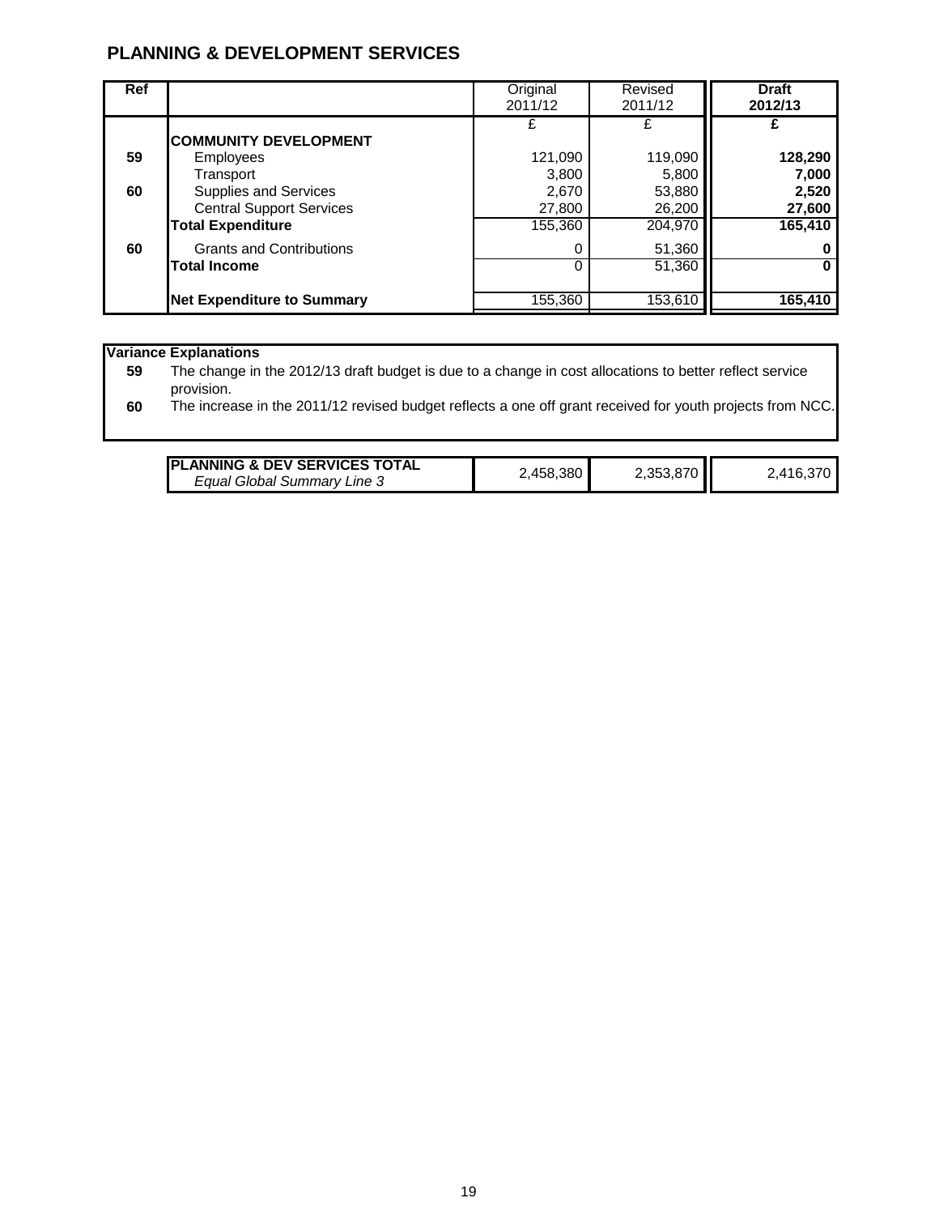## PLANNING & DEVELOPMENT SERVICES

| Ref | | Original 2011/12 | Revised 2011/12 | **Draft 2012/13** |
|---|---|---|---|---|
| | | £ | £ | **£** |
| | **COMMUNITY DEVELOPMENT** | | | |
| **59** | Employees | 121,090 | 119,090 | **128,290** |
| | Transport | 3,800 | 5,800 | **7,000** |
| **60** | Supplies and Services | 2,670 | 53,880 | **2,520** |
| | Central Support Services | 27,800 | 26,200 | **27,600** |
| | **Total Expenditure** | 155,360 | 204,970 | **165,410** |
| **60** | Grants and Contributions | 0 | 51,360 | **0** |
| | **Total Income** | 0 | 51,360 | **0** |
| | **Net Expenditure to Summary** | 155,360 | 153,610 | **165,410** |

**Variance Explanations**

**59** The change in the 2012/13 draft budget is due to a change in cost allocations to better reflect service provision.

**60** The increase in the 2011/12 revised budget reflects a one off grant received for youth projects from NCC.

| | Original 2011/12 | Revised 2011/12 | Draft 2012/13 |
|---|---|---|---|
| **PLANNING & DEV SERVICES TOTAL** *Equal Global Summary Line 3* | 2,458,380 | 2,353,870 | 2,416,370 |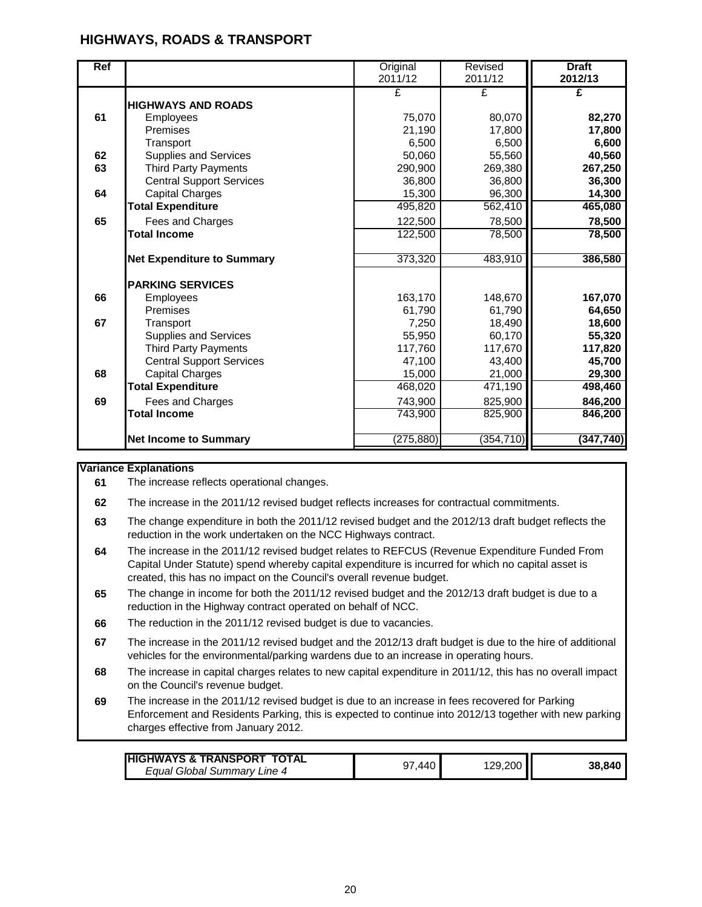## HIGHWAYS, ROADS & TRANSPORT

| Ref | | Original 2011/12 | Revised 2011/12 | **Draft 2012/13** |
|---|---|---|---|---|
| | | £ | £ | **£** |
| | **HIGHWAYS AND ROADS** | | | |
| 61 | Employees | 75,070 | 80,070 | **82,270** |
| | Premises | 21,190 | 17,800 | **17,800** |
| | Transport | 6,500 | 6,500 | **6,600** |
| 62 | Supplies and Services | 50,060 | 55,560 | **40,560** |
| 63 | Third Party Payments | 290,900 | 269,380 | **267,250** |
| | Central Support Services | 36,800 | 36,800 | **36,300** |
| 64 | Capital Charges | 15,300 | 96,300 | **14,300** |
| | **Total Expenditure** | 495,820 | 562,410 | **465,080** |
| 65 | Fees and Charges | 122,500 | 78,500 | **78,500** |
| | **Total Income** | 122,500 | 78,500 | **78,500** |
| | **Net Expenditure to Summary** | 373,320 | 483,910 | **386,580** |
| | **PARKING SERVICES** | | | |
| 66 | Employees | 163,170 | 148,670 | **167,070** |
| | Premises | 61,790 | 61,790 | **64,650** |
| 67 | Transport | 7,250 | 18,490 | **18,600** |
| | Supplies and Services | 55,950 | 60,170 | **55,320** |
| | Third Party Payments | 117,760 | 117,670 | **117,820** |
| | Central Support Services | 47,100 | 43,400 | **45,700** |
| 68 | Capital Charges | 15,000 | 21,000 | **29,300** |
| | **Total Expenditure** | 468,020 | 471,190 | **498,460** |
| 69 | Fees and Charges | 743,900 | 825,900 | **846,200** |
| | **Total Income** | 743,900 | 825,900 | **846,200** |
| | **Net Income to Summary** | (275,880) | (354,710) | **(347,740)** |

**Variance Explanations**

**61** The increase reflects operational changes.

**62** The increase in the 2011/12 revised budget reflects increases for contractual commitments.

**63** The change expenditure in both the 2011/12 revised budget and the 2012/13 draft budget reflects the reduction in the work undertaken on the NCC Highways contract.

**64** The increase in the 2011/12 revised budget relates to REFCUS (Revenue Expenditure Funded From Capital Under Statute) spend whereby capital expenditure is incurred for which no capital asset is created, this has no impact on the Council's overall revenue budget.

**65** The change in income for both the 2011/12 revised budget and the 2012/13 draft budget is due to a reduction in the Highway contract operated on behalf of NCC.

**66** The reduction in the 2011/12 revised budget is due to vacancies.

**67** The increase in the 2011/12 revised budget and the 2012/13 draft budget is due to the hire of additional vehicles for the environmental/parking wardens due to an increase in operating hours.

**68** The increase in capital charges relates to new capital expenditure in 2011/12, this has no overall impact on the Council's revenue budget.

**69** The increase in the 2011/12 revised budget is due to an increase in fees recovered for Parking Enforcement and Residents Parking, this is expected to continue into 2012/13 together with new parking charges effective from January 2012.

| | Original 2011/12 | Revised 2011/12 | Draft 2012/13 |
|---|---|---|---|
| **HIGHWAYS & TRANSPORT TOTAL** *Equal Global Summary Line 4* | 97,440 | 129,200 | **38,840** |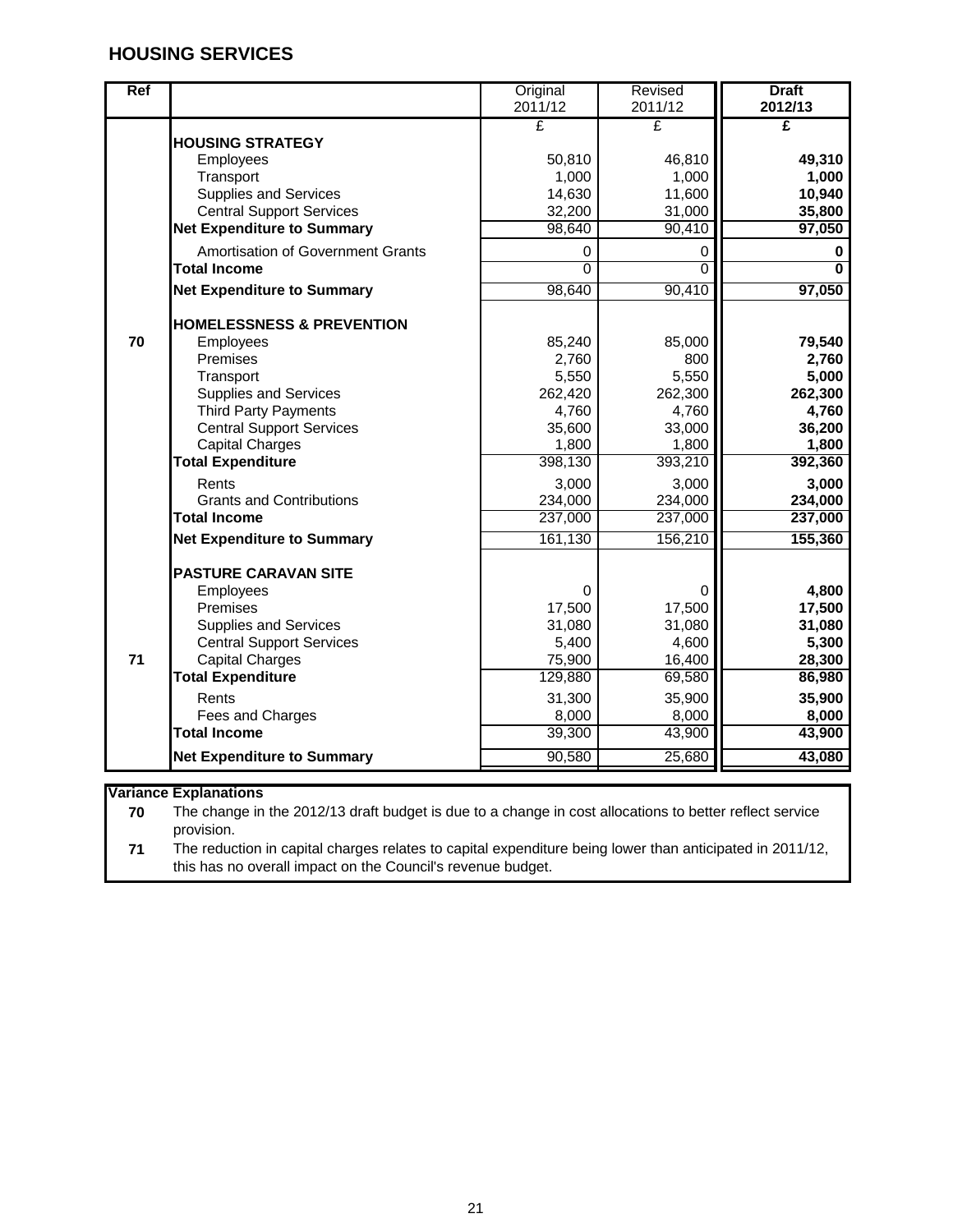## HOUSING SERVICES

| Ref | | Original 2011/12 | Revised 2011/12 | **Draft 2012/13** |
|---|---|---|---|---|
| | | £ | £ | **£** |
| | **HOUSING STRATEGY** | | | |
| | Employees | 50,810 | 46,810 | **49,310** |
| | Transport | 1,000 | 1,000 | **1,000** |
| | Supplies and Services | 14,630 | 11,600 | **10,940** |
| | Central Support Services | 32,200 | 31,000 | **35,800** |
| | **Net Expenditure to Summary** | 98,640 | 90,410 | **97,050** |
| | Amortisation of Government Grants | 0 | 0 | **0** |
| | **Total Income** | 0 | 0 | **0** |
| | **Net Expenditure to Summary** | 98,640 | 90,410 | **97,050** |
| | **HOMELESSNESS & PREVENTION** | | | |
| **70** | Employees | 85,240 | 85,000 | **79,540** |
| | Premises | 2,760 | 800 | **2,760** |
| | Transport | 5,550 | 5,550 | **5,000** |
| | Supplies and Services | 262,420 | 262,300 | **262,300** |
| | Third Party Payments | 4,760 | 4,760 | **4,760** |
| | Central Support Services | 35,600 | 33,000 | **36,200** |
| | Capital Charges | 1,800 | 1,800 | **1,800** |
| | **Total Expenditure** | 398,130 | 393,210 | **392,360** |
| | Rents | 3,000 | 3,000 | **3,000** |
| | Grants and Contributions | 234,000 | 234,000 | **234,000** |
| | **Total Income** | 237,000 | 237,000 | **237,000** |
| | **Net Expenditure to Summary** | 161,130 | 156,210 | **155,360** |
| | **PASTURE CARAVAN SITE** | | | |
| | Employees | 0 | 0 | **4,800** |
| | Premises | 17,500 | 17,500 | **17,500** |
| | Supplies and Services | 31,080 | 31,080 | **31,080** |
| | Central Support Services | 5,400 | 4,600 | **5,300** |
| **71** | Capital Charges | 75,900 | 16,400 | **28,300** |
| | **Total Expenditure** | 129,880 | 69,580 | **86,980** |
| | Rents | 31,300 | 35,900 | **35,900** |
| | Fees and Charges | 8,000 | 8,000 | **8,000** |
| | **Total Income** | 39,300 | 43,900 | **43,900** |
| | **Net Expenditure to Summary** | 90,580 | 25,680 | **43,080** |

**Variance Explanations**

| | |
|---|---|
| **70** | The change in the 2012/13 draft budget is due to a change in cost allocations to better reflect service provision. |
| **71** | The reduction in capital charges relates to capital expenditure being lower than anticipated in 2011/12, this has no overall impact on the Council's revenue budget. |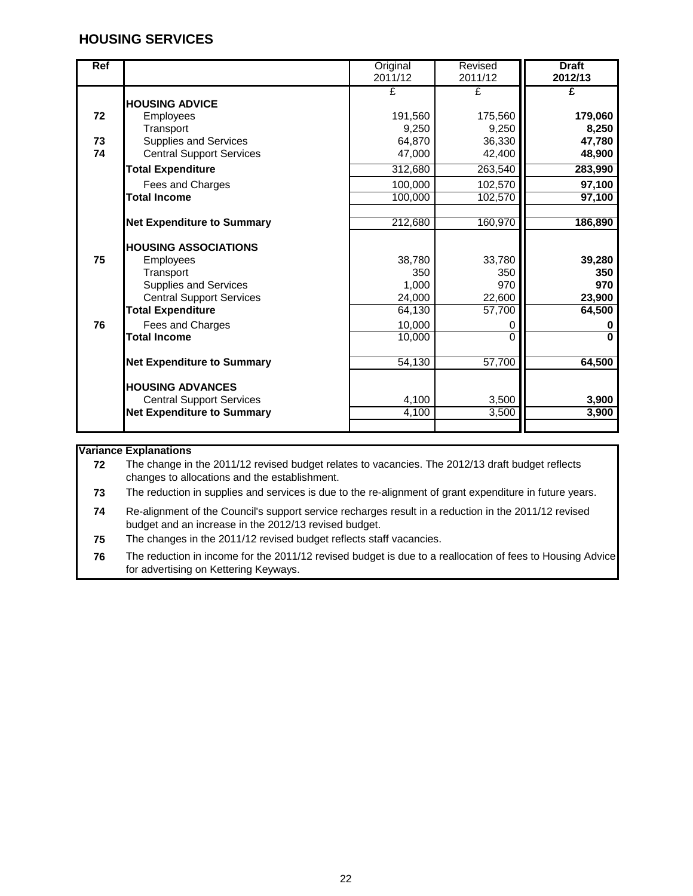## HOUSING SERVICES

| Ref | | Original 2011/12 | Revised 2011/12 | **Draft 2012/13** |
|---|---|---|---|---|
| | | £ | £ | **£** |
| | **HOUSING ADVICE** | | | |
| 72 | Employees | 191,560 | 175,560 | **179,060** |
| | Transport | 9,250 | 9,250 | **8,250** |
| 73 | Supplies and Services | 64,870 | 36,330 | **47,780** |
| 74 | Central Support Services | 47,000 | 42,400 | **48,900** |
| | **Total Expenditure** | 312,680 | 263,540 | **283,990** |
| | Fees and Charges | 100,000 | 102,570 | **97,100** |
| | **Total Income** | 100,000 | 102,570 | **97,100** |
| | **Net Expenditure to Summary** | 212,680 | 160,970 | **186,890** |
| | **HOUSING ASSOCIATIONS** | | | |
| 75 | Employees | 38,780 | 33,780 | **39,280** |
| | Transport | 350 | 350 | **350** |
| | Supplies and Services | 1,000 | 970 | **970** |
| | Central Support Services | 24,000 | 22,600 | **23,900** |
| | **Total Expenditure** | 64,130 | 57,700 | **64,500** |
| 76 | Fees and Charges | 10,000 | 0 | **0** |
| | **Total Income** | 10,000 | 0 | **0** |
| | **Net Expenditure to Summary** | 54,130 | 57,700 | **64,500** |
| | **HOUSING ADVANCES** | | | |
| | Central Support Services | 4,100 | 3,500 | **3,900** |
| | **Net Expenditure to Summary** | 4,100 | 3,500 | **3,900** |

**Variance Explanations**

| | |
|---|---|
| **72** | The change in the 2011/12 revised budget relates to vacancies. The 2012/13 draft budget reflects changes to allocations and the establishment. |
| **73** | The reduction in supplies and services is due to the re-alignment of grant expenditure in future years. |
| **74** | Re-alignment of the Council's support service recharges result in a reduction in the 2011/12 revised budget and an increase in the 2012/13 revised budget. |
| **75** | The changes in the 2011/12 revised budget reflects staff vacancies. |
| **76** | The reduction in income for the 2011/12 revised budget is due to a reallocation of fees to Housing Advice for advertising on Kettering Keyways. |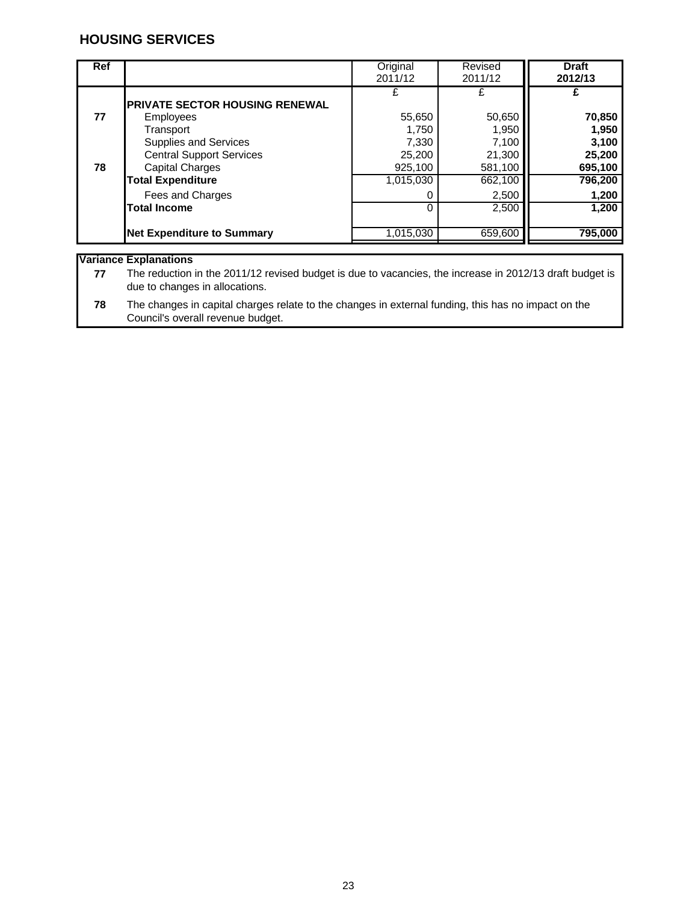## HOUSING SERVICES

| Ref | | Original 2011/12 | Revised 2011/12 | **Draft 2012/13** |
|---|---|---|---|---|
| | | £ | £ | **£** |
| | **PRIVATE SECTOR HOUSING RENEWAL** | | | |
| **77** | Employees | 55,650 | 50,650 | **70,850** |
| | Transport | 1,750 | 1,950 | **1,950** |
| | Supplies and Services | 7,330 | 7,100 | **3,100** |
| | Central Support Services | 25,200 | 21,300 | **25,200** |
| **78** | Capital Charges | 925,100 | 581,100 | **695,100** |
| | **Total Expenditure** | 1,015,030 | 662,100 | **796,200** |
| | Fees and Charges | 0 | 2,500 | **1,200** |
| | **Total Income** | 0 | 2,500 | **1,200** |
| | **Net Expenditure to Summary** | 1,015,030 | 659,600 | **795,000** |

**Variance Explanations**

**77** The reduction in the 2011/12 revised budget is due to vacancies, the increase in 2012/13 draft budget is due to changes in allocations.

**78** The changes in capital charges relate to the changes in external funding, this has no impact on the Council's overall revenue budget.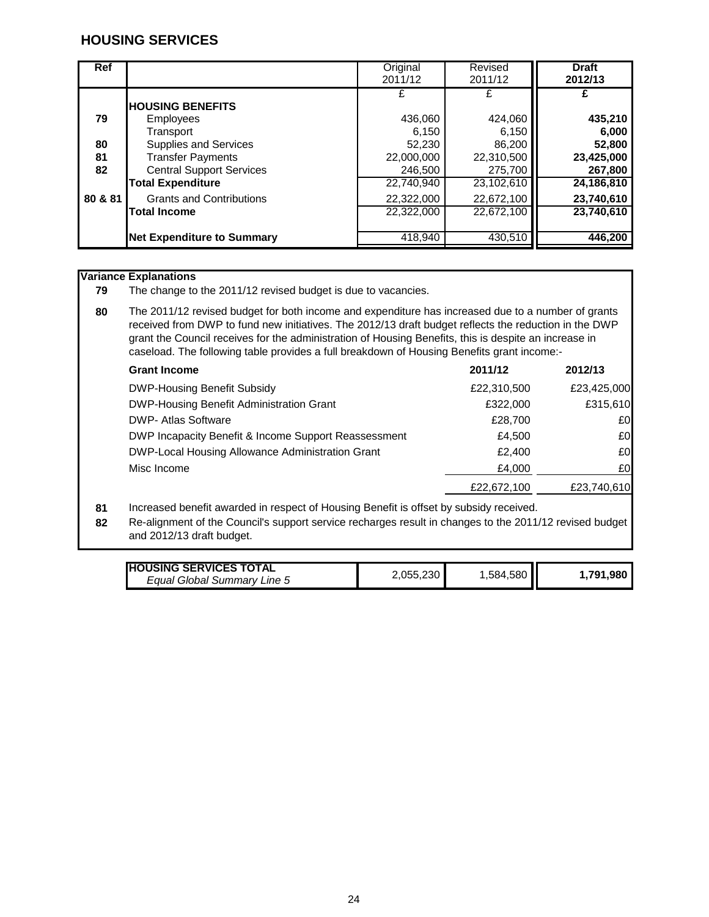## HOUSING SERVICES

| Ref | | Original 2011/12 | Revised 2011/12 | **Draft 2012/13** |
|---|---|---|---|---|
| | | £ | £ | **£** |
| | **HOUSING BENEFITS** | | | |
| 79 | Employees | 436,060 | 424,060 | **435,210** |
| | Transport | 6,150 | 6,150 | **6,000** |
| 80 | Supplies and Services | 52,230 | 86,200 | **52,800** |
| 81 | Transfer Payments | 22,000,000 | 22,310,500 | **23,425,000** |
| 82 | Central Support Services | 246,500 | 275,700 | **267,800** |
| | **Total Expenditure** | 22,740,940 | 23,102,610 | **24,186,810** |
| 80 & 81 | Grants and Contributions | 22,322,000 | 22,672,100 | **23,740,610** |
| | **Total Income** | 22,322,000 | 22,672,100 | **23,740,610** |
| | **Net Expenditure to Summary** | 418,940 | 430,510 | **446,200** |

**Variance Explanations**

**79** The change to the 2011/12 revised budget is due to vacancies.

**80** The 2011/12 revised budget for both income and expenditure has increased due to a number of grants received from DWP to fund new initiatives. The 2012/13 draft budget reflects the reduction in the DWP grant the Council receives for the administration of Housing Benefits, this is despite an increase in caseload. The following table provides a full breakdown of Housing Benefits grant income:-

| **Grant Income** | **2011/12** | **2012/13** |
|---|---|---|
| DWP-Housing Benefit Subsidy | £22,310,500 | £23,425,000 |
| DWP-Housing Benefit Administration Grant | £322,000 | £315,610 |
| DWP- Atlas Software | £28,700 | £0 |
| DWP Incapacity Benefit & Income Support Reassessment | £4,500 | £0 |
| DWP-Local Housing Allowance Administration Grant | £2,400 | £0 |
| Misc Income | £4,000 | £0 |
| | £22,672,100 | £23,740,610 |

**81** Increased benefit awarded in respect of Housing Benefit is offset by subsidy received.

**82** Re-alignment of the Council's support service recharges result in changes to the 2011/12 revised budget and 2012/13 draft budget.

| | | | |
|---|---|---|---|
| **HOUSING SERVICES TOTAL** *Equal Global Summary Line 5* | 2,055,230 | 1,584,580 | **1,791,980** |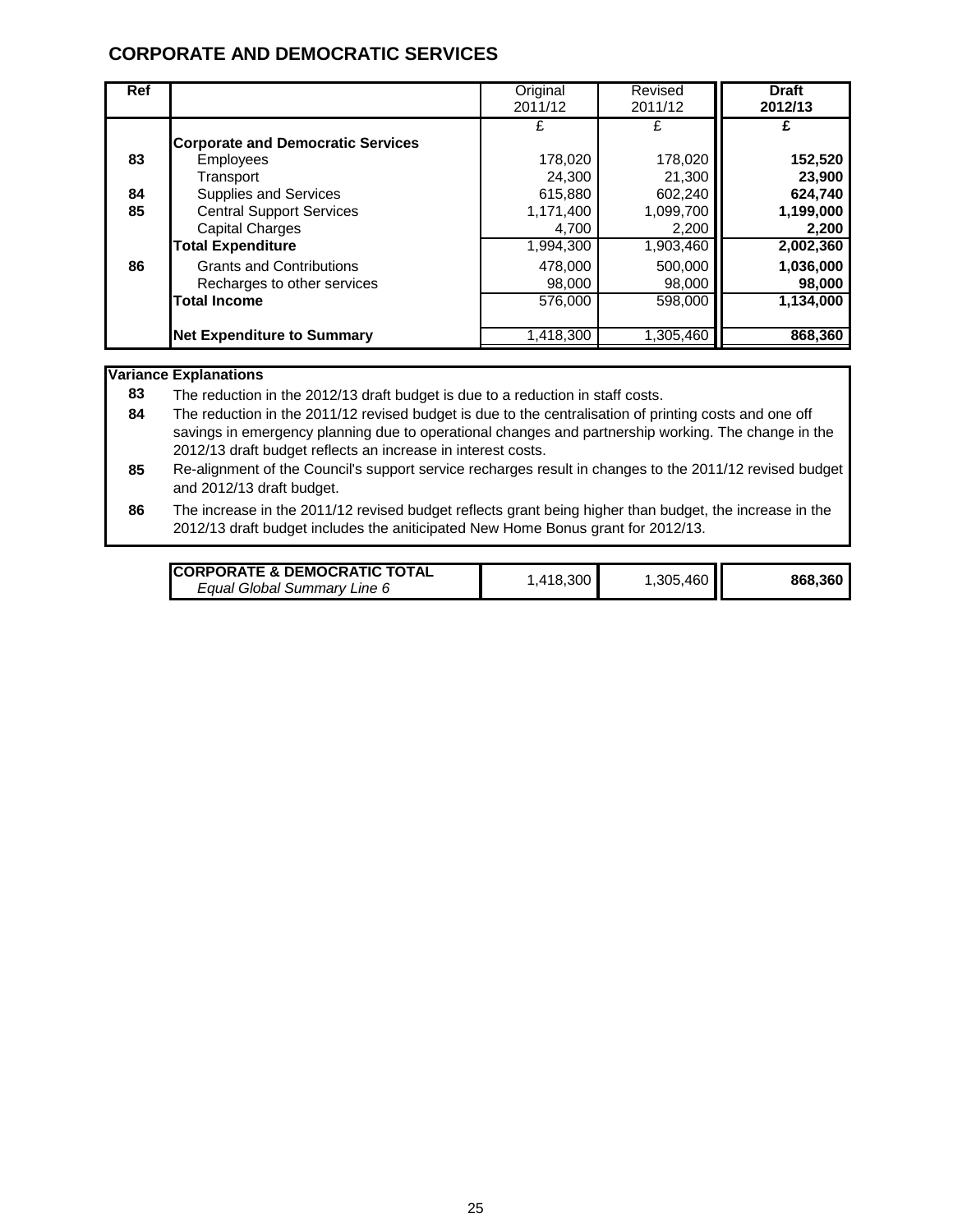## CORPORATE AND DEMOCRATIC SERVICES

| Ref | | Original 2011/12 | Revised 2011/12 | **Draft 2012/13** |
|---|---|---|---|---|
| | | £ | £ | **£** |
| | **Corporate and Democratic Services** | | | |
| 83 | Employees | 178,020 | 178,020 | **152,520** |
| | Transport | 24,300 | 21,300 | **23,900** |
| 84 | Supplies and Services | 615,880 | 602,240 | **624,740** |
| 85 | Central Support Services | 1,171,400 | 1,099,700 | **1,199,000** |
| | Capital Charges | 4,700 | 2,200 | **2,200** |
| | **Total Expenditure** | 1,994,300 | 1,903,460 | **2,002,360** |
| 86 | Grants and Contributions | 478,000 | 500,000 | **1,036,000** |
| | Recharges to other services | 98,000 | 98,000 | **98,000** |
| | **Total Income** | 576,000 | 598,000 | **1,134,000** |
| | **Net Expenditure to Summary** | 1,418,300 | 1,305,460 | **868,360** |

**Variance Explanations**

**83** The reduction in the 2012/13 draft budget is due to a reduction in staff costs.

**84** The reduction in the 2011/12 revised budget is due to the centralisation of printing costs and one off savings in emergency planning due to operational changes and partnership working. The change in the 2012/13 draft budget reflects an increase in interest costs.

**85** Re-alignment of the Council's support service recharges result in changes to the 2011/12 revised budget and 2012/13 draft budget.

**86** The increase in the 2011/12 revised budget reflects grant being higher than budget, the increase in the 2012/13 draft budget includes the aniticipated New Home Bonus grant for 2012/13.

| | | | |
|---|---|---|---|
| **CORPORATE & DEMOCRATIC TOTAL** *Equal Global Summary Line 6* | 1,418,300 | 1,305,460 | **868,360** |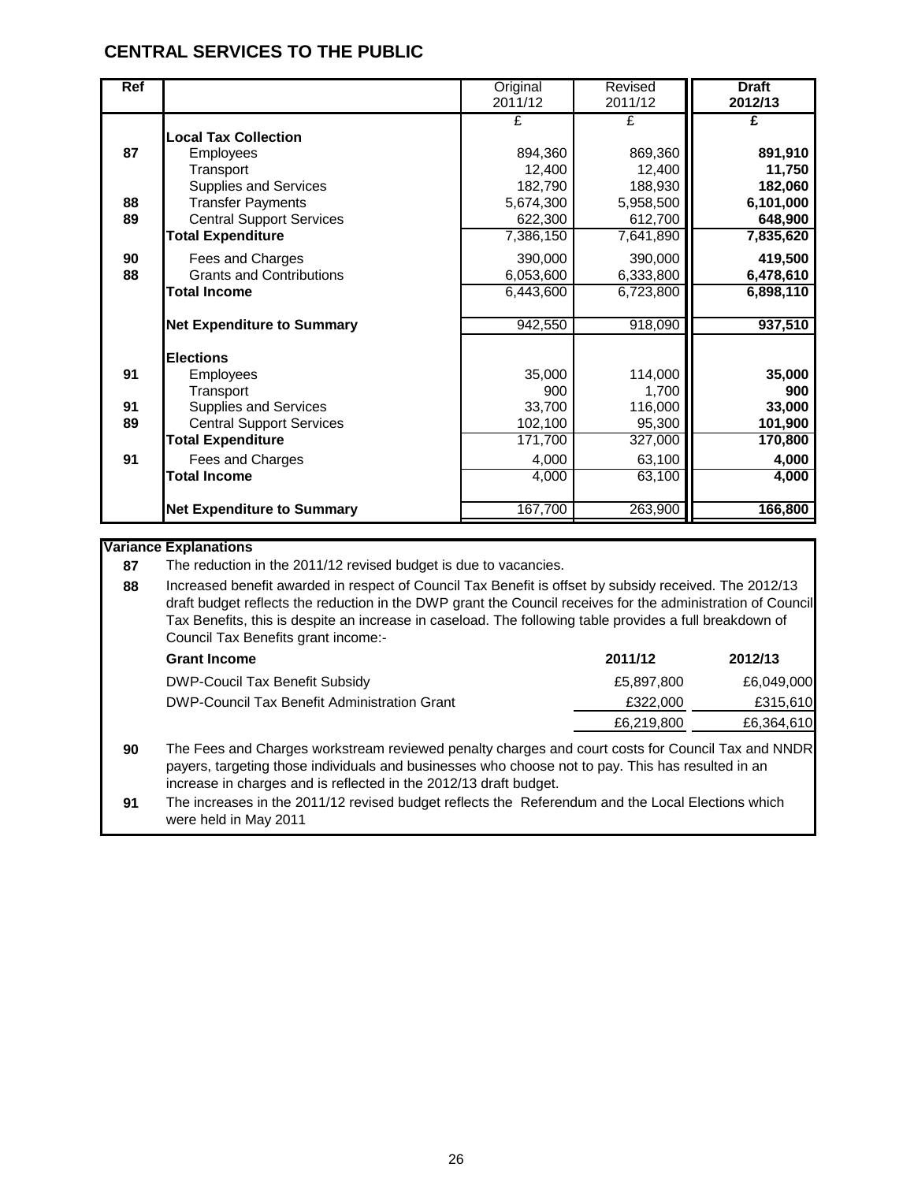# CENTRAL SERVICES TO THE PUBLIC

| Ref | | Original 2011/12 | Revised 2011/12 | **Draft 2012/13** |
|---|---|---|---|---|
| | | £ | £ | **£** |
| | **Local Tax Collection** | | | |
| 87 | Employees | 894,360 | 869,360 | **891,910** |
| | Transport | 12,400 | 12,400 | **11,750** |
| | Supplies and Services | 182,790 | 188,930 | **182,060** |
| 88 | Transfer Payments | 5,674,300 | 5,958,500 | **6,101,000** |
| 89 | Central Support Services | 622,300 | 612,700 | **648,900** |
| | **Total Expenditure** | 7,386,150 | 7,641,890 | **7,835,620** |
| 90 | Fees and Charges | 390,000 | 390,000 | **419,500** |
| 88 | Grants and Contributions | 6,053,600 | 6,333,800 | **6,478,610** |
| | **Total Income** | 6,443,600 | 6,723,800 | **6,898,110** |
| | **Net Expenditure to Summary** | 942,550 | 918,090 | **937,510** |
| | **Elections** | | | |
| 91 | Employees | 35,000 | 114,000 | **35,000** |
| | Transport | 900 | 1,700 | **900** |
| 91 | Supplies and Services | 33,700 | 116,000 | **33,000** |
| 89 | Central Support Services | 102,100 | 95,300 | **101,900** |
| | **Total Expenditure** | 171,700 | 327,000 | **170,800** |
| 91 | Fees and Charges | 4,000 | 63,100 | **4,000** |
| | **Total Income** | 4,000 | 63,100 | **4,000** |
| | **Net Expenditure to Summary** | 167,700 | 263,900 | **166,800** |

**Variance Explanations**

**87** The reduction in the 2011/12 revised budget is due to vacancies.

**88** Increased benefit awarded in respect of Council Tax Benefit is offset by subsidy received. The 2012/13 draft budget reflects the reduction in the DWP grant the Council receives for the administration of Council Tax Benefits, this is despite an increase in caseload. The following table provides a full breakdown of Council Tax Benefits grant income:-

| **Grant Income** | **2011/12** | **2012/13** |
|---|---|---|
| DWP-Coucil Tax Benefit Subsidy | £5,897,800 | £6,049,000 |
| DWP-Council Tax Benefit Administration Grant | £322,000 | £315,610 |
| | £6,219,800 | £6,364,610 |

**90** The Fees and Charges workstream reviewed penalty charges and court costs for Council Tax and NNDR payers, targeting those individuals and businesses who choose not to pay. This has resulted in an increase in charges and is reflected in the 2012/13 draft budget.

**91** The increases in the 2011/12 revised budget reflects the Referendum and the Local Elections which were held in May 2011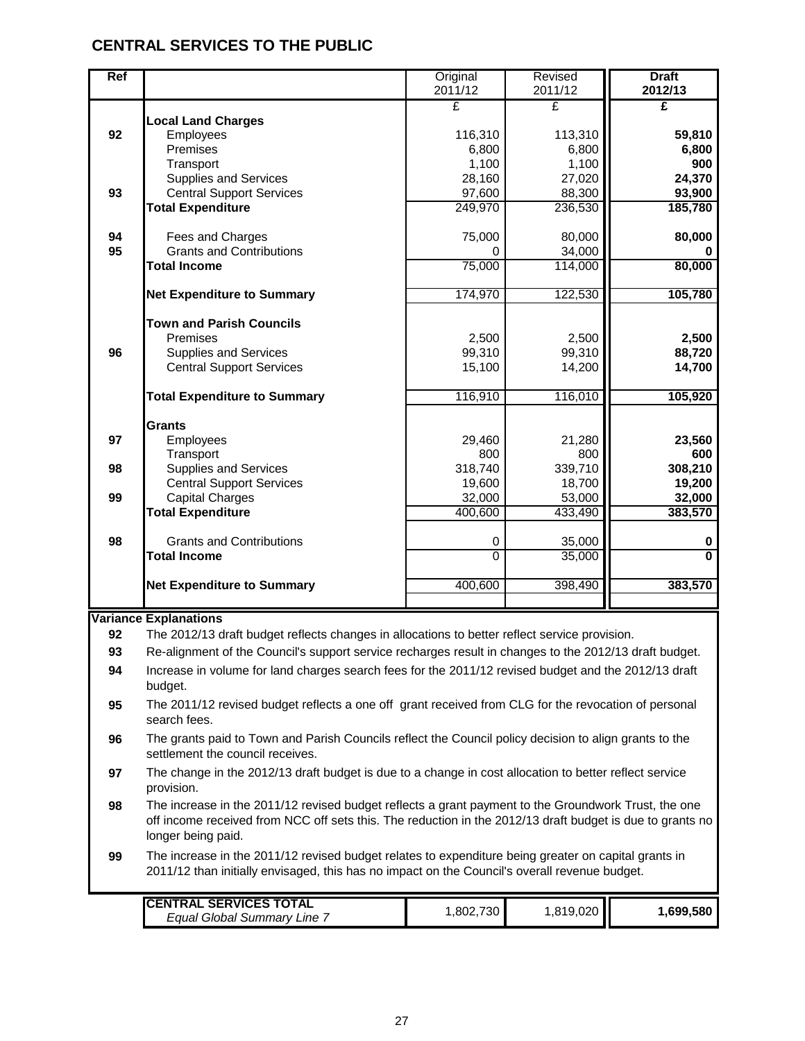# CENTRAL SERVICES TO THE PUBLIC

| Ref | | Original 2011/12 | Revised 2011/12 | **Draft 2012/13** |
|---|---|---|---|---|
| | | £ | £ | **£** |
| | **Local Land Charges** | | | |
| 92 | Employees | 116,310 | 113,310 | **59,810** |
| | Premises | 6,800 | 6,800 | **6,800** |
| | Transport | 1,100 | 1,100 | **900** |
| | Supplies and Services | 28,160 | 27,020 | **24,370** |
| 93 | Central Support Services | 97,600 | 88,300 | **93,900** |
| | **Total Expenditure** | 249,970 | 236,530 | **185,780** |
| 94 | Fees and Charges | 75,000 | 80,000 | **80,000** |
| 95 | Grants and Contributions | 0 | 34,000 | **0** |
| | **Total Income** | 75,000 | 114,000 | **80,000** |
| | **Net Expenditure to Summary** | 174,970 | 122,530 | **105,780** |
| | **Town and Parish Councils** | | | |
| | Premises | 2,500 | 2,500 | **2,500** |
| 96 | Supplies and Services | 99,310 | 99,310 | **88,720** |
| | Central Support Services | 15,100 | 14,200 | **14,700** |
| | **Total Expenditure to Summary** | 116,910 | 116,010 | **105,920** |
| | **Grants** | | | |
| 97 | Employees | 29,460 | 21,280 | **23,560** |
| | Transport | 800 | 800 | **600** |
| 98 | Supplies and Services | 318,740 | 339,710 | **308,210** |
| | Central Support Services | 19,600 | 18,700 | **19,200** |
| 99 | Capital Charges | 32,000 | 53,000 | **32,000** |
| | **Total Expenditure** | 400,600 | 433,490 | **383,570** |
| 98 | Grants and Contributions | 0 | 35,000 | **0** |
| | **Total Income** | 0 | 35,000 | **0** |
| | **Net Expenditure to Summary** | 400,600 | 398,490 | **383,570** |

**Variance Explanations**

| | |
|---|---|
| 92 | The 2012/13 draft budget reflects changes in allocations to better reflect service provision. |
| 93 | Re-alignment of the Council's support service recharges result in changes to the 2012/13 draft budget. |
| 94 | Increase in volume for land charges search fees for the 2011/12 revised budget and the 2012/13 draft budget. |
| 95 | The 2011/12 revised budget reflects a one off grant received from CLG for the revocation of personal search fees. |
| 96 | The grants paid to Town and Parish Councils reflect the Council policy decision to align grants to the settlement the council receives. |
| 97 | The change in the 2012/13 draft budget is due to a change in cost allocation to better reflect service provision. |
| 98 | The increase in the 2011/12 revised budget reflects a grant payment to the Groundwork Trust, the one off income received from NCC off sets this. The reduction in the 2012/13 draft budget is due to grants no longer being paid. |
| 99 | The increase in the 2011/12 revised budget relates to expenditure being greater on capital grants in 2011/12 than initially envisaged, this has no impact on the Council's overall revenue budget. |

| | Original 2011/12 | Revised 2011/12 | Draft 2012/13 |
|---|---|---|---|
| **CENTRAL SERVICES TOTAL** *Equal Global Summary Line 7* | 1,802,730 | 1,819,020 | **1,699,580** |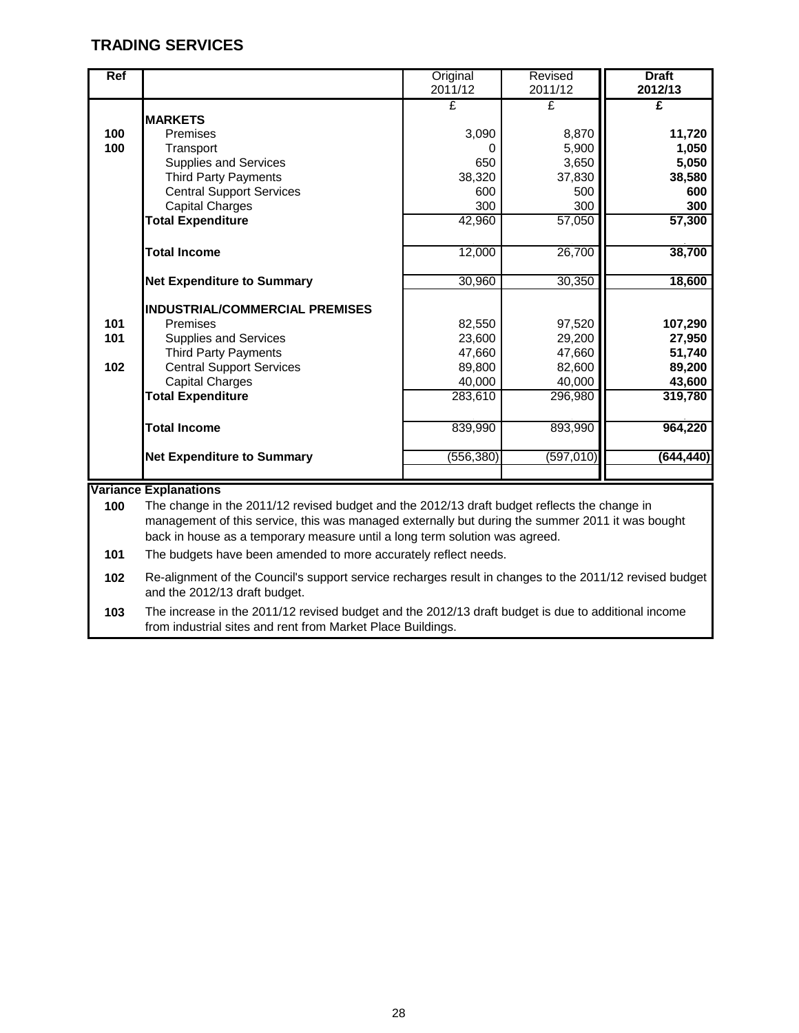## TRADING SERVICES

| Ref | | Original 2011/12 | Revised 2011/12 | **Draft 2012/13** |
|---|---|---|---|---|
| | | £ | £ | **£** |
| | **MARKETS** | | | |
| 100 | Premises | 3,090 | 8,870 | **11,720** |
| 100 | Transport | 0 | 5,900 | **1,050** |
| | Supplies and Services | 650 | 3,650 | **5,050** |
| | Third Party Payments | 38,320 | 37,830 | **38,580** |
| | Central Support Services | 600 | 500 | **600** |
| | Capital Charges | 300 | 300 | **300** |
| | **Total Expenditure** | 42,960 | 57,050 | **57,300** |
| | **Total Income** | 12,000 | 26,700 | **38,700** |
| | **Net Expenditure to Summary** | 30,960 | 30,350 | **18,600** |
| | **INDUSTRIAL/COMMERCIAL PREMISES** | | | |
| 101 | Premises | 82,550 | 97,520 | **107,290** |
| 101 | Supplies and Services | 23,600 | 29,200 | **27,950** |
| | Third Party Payments | 47,660 | 47,660 | **51,740** |
| 102 | Central Support Services | 89,800 | 82,600 | **89,200** |
| | Capital Charges | 40,000 | 40,000 | **43,600** |
| | **Total Expenditure** | 283,610 | 296,980 | **319,780** |
| | **Total Income** | 839,990 | 893,990 | **964,220** |
| | **Net Expenditure to Summary** | (556,380) | (597,010) | **(644,440)** |

**Variance Explanations**

**100** The change in the 2011/12 revised budget and the 2012/13 draft budget reflects the change in management of this service, this was managed externally but during the summer 2011 it was bought back in house as a temporary measure until a long term solution was agreed.

**101** The budgets have been amended to more accurately reflect needs.

**102** Re-alignment of the Council's support service recharges result in changes to the 2011/12 revised budget and the 2012/13 draft budget.

**103** The increase in the 2011/12 revised budget and the 2012/13 draft budget is due to additional income from industrial sites and rent from Market Place Buildings.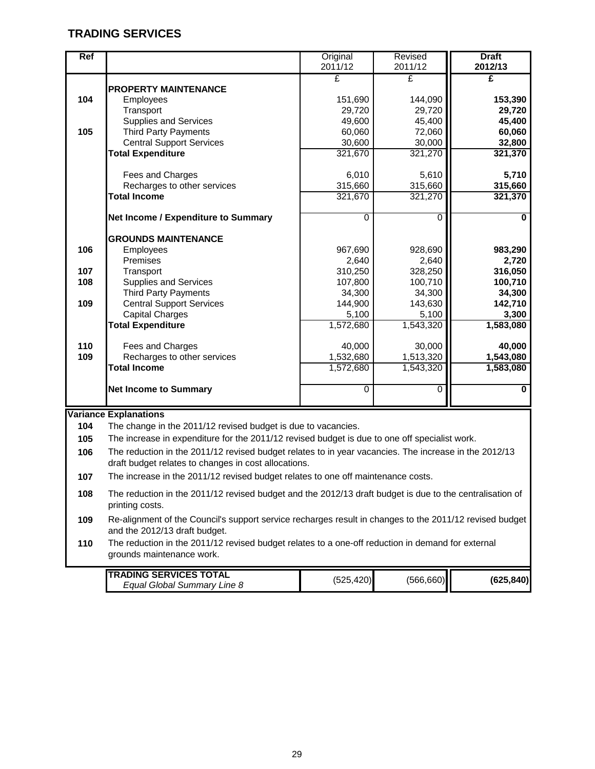## TRADING SERVICES

| Ref | | Original 2011/12 | Revised 2011/12 | **Draft 2012/13** |
|---|---|---|---|---|
| | | £ | £ | **£** |
| | **PROPERTY MAINTENANCE** | | | |
| 104 | Employees | 151,690 | 144,090 | **153,390** |
| | Transport | 29,720 | 29,720 | **29,720** |
| | Supplies and Services | 49,600 | 45,400 | **45,400** |
| 105 | Third Party Payments | 60,060 | 72,060 | **60,060** |
| | Central Support Services | 30,600 | 30,000 | **32,800** |
| | **Total Expenditure** | 321,670 | 321,270 | **321,370** |
| | Fees and Charges | 6,010 | 5,610 | **5,710** |
| | Recharges to other services | 315,660 | 315,660 | **315,660** |
| | **Total Income** | 321,670 | 321,270 | **321,370** |
| | **Net Income / Expenditure to Summary** | 0 | 0 | **0** |
| | **GROUNDS MAINTENANCE** | | | |
| 106 | Employees | 967,690 | 928,690 | **983,290** |
| | Premises | 2,640 | 2,640 | **2,720** |
| 107 | Transport | 310,250 | 328,250 | **316,050** |
| 108 | Supplies and Services | 107,800 | 100,710 | **100,710** |
| | Third Party Payments | 34,300 | 34,300 | **34,300** |
| 109 | Central Support Services | 144,900 | 143,630 | **142,710** |
| | Capital Charges | 5,100 | 5,100 | **3,300** |
| | **Total Expenditure** | 1,572,680 | 1,543,320 | **1,583,080** |
| 110 | Fees and Charges | 40,000 | 30,000 | **40,000** |
| 109 | Recharges to other services | 1,532,680 | 1,513,320 | **1,543,080** |
| | **Total Income** | 1,572,680 | 1,543,320 | **1,583,080** |
| | **Net Income to Summary** | 0 | 0 | **0** |

**Variance Explanations**

| | |
|---|---|
| 104 | The change in the 2011/12 revised budget is due to vacancies. |
| 105 | The increase in expenditure for the 2011/12 revised budget is due to one off specialist work. |
| 106 | The reduction in the 2011/12 revised budget relates to in year vacancies. The increase in the 2012/13 draft budget relates to changes in cost allocations. |
| 107 | The increase in the 2011/12 revised budget relates to one off maintenance costs. |
| 108 | The reduction in the 2011/12 revised budget and the 2012/13 draft budget is due to the centralisation of printing costs. |
| 109 | Re-alignment of the Council's support service recharges result in changes to the 2011/12 revised budget and the 2012/13 draft budget. |
| 110 | The reduction in the 2011/12 revised budget relates to a one-off reduction in demand for external grounds maintenance work. |

| | Original 2011/12 | Revised 2011/12 | **Draft 2012/13** |
|---|---|---|---|
| **TRADING SERVICES TOTAL** *Equal Global Summary Line 8* | (525,420) | (566,660) | **(625,840)** |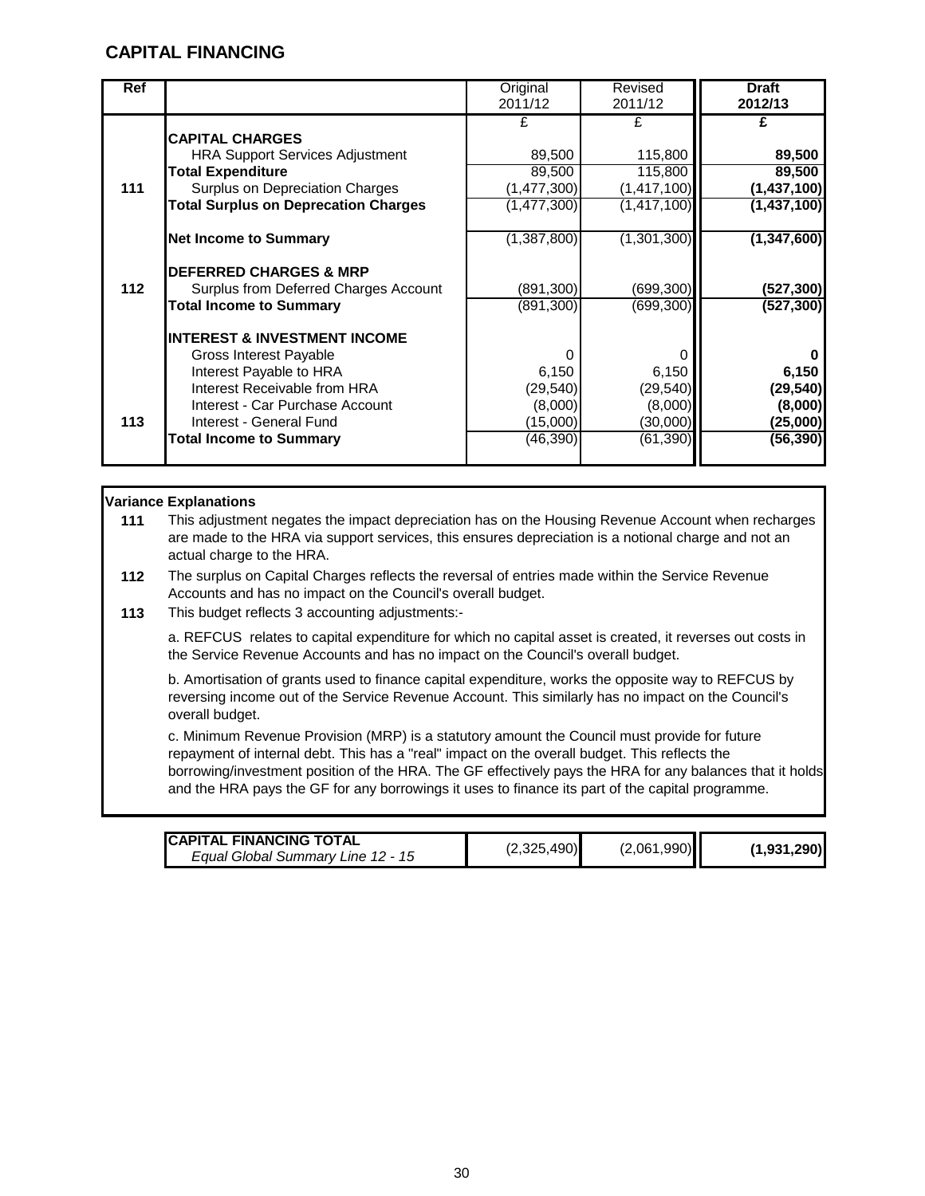## CAPITAL FINANCING

| Ref | | Original 2011/12 | Revised 2011/12 | **Draft 2012/13** |
|---|---|---|---|---|
| | | £ | £ | **£** |
| | **CAPITAL CHARGES** | | | |
| | HRA Support Services Adjustment | 89,500 | 115,800 | **89,500** |
| | **Total Expenditure** | 89,500 | 115,800 | **89,500** |
| 111 | Surplus on Depreciation Charges | (1,477,300) | (1,417,100) | **(1,437,100)** |
| | **Total Surplus on Deprecation Charges** | (1,477,300) | (1,417,100) | **(1,437,100)** |
| | **Net Income to Summary** | (1,387,800) | (1,301,300) | **(1,347,600)** |
| | **DEFERRED CHARGES & MRP** | | | |
| 112 | Surplus from Deferred Charges Account | (891,300) | (699,300) | **(527,300)** |
| | **Total Income to Summary** | (891,300) | (699,300) | **(527,300)** |
| | **INTEREST & INVESTMENT INCOME** | | | |
| | Gross Interest Payable | 0 | 0 | **0** |
| | Interest Payable to HRA | 6,150 | 6,150 | **6,150** |
| | Interest Receivable from HRA | (29,540) | (29,540) | **(29,540)** |
| | Interest - Car Purchase Account | (8,000) | (8,000) | **(8,000)** |
| 113 | Interest - General Fund | (15,000) | (30,000) | **(25,000)** |
| | **Total Income to Summary** | (46,390) | (61,390) | **(56,390)** |

**Variance Explanations**

**111** This adjustment negates the impact depreciation has on the Housing Revenue Account when recharges are made to the HRA via support services, this ensures depreciation is a notional charge and not an actual charge to the HRA.

**112** The surplus on Capital Charges reflects the reversal of entries made within the Service Revenue Accounts and has no impact on the Council's overall budget.

**113** This budget reflects 3 accounting adjustments:-

a. REFCUS relates to capital expenditure for which no capital asset is created, it reverses out costs in the Service Revenue Accounts and has no impact on the Council's overall budget.

b. Amortisation of grants used to finance capital expenditure, works the opposite way to REFCUS by reversing income out of the Service Revenue Account. This similarly has no impact on the Council's overall budget.

c. Minimum Revenue Provision (MRP) is a statutory amount the Council must provide for future repayment of internal debt. This has a "real" impact on the overall budget. This reflects the borrowing/investment position of the HRA. The GF effectively pays the HRA for any balances that it holds and the HRA pays the GF for any borrowings it uses to finance its part of the capital programme.

| | Original 2011/12 | Revised 2011/12 | Draft 2012/13 |
|---|---|---|---|
| **CAPITAL FINANCING TOTAL** *Equal Global Summary Line 12 - 15* | (2,325,490) | (2,061,990) | **(1,931,290)** |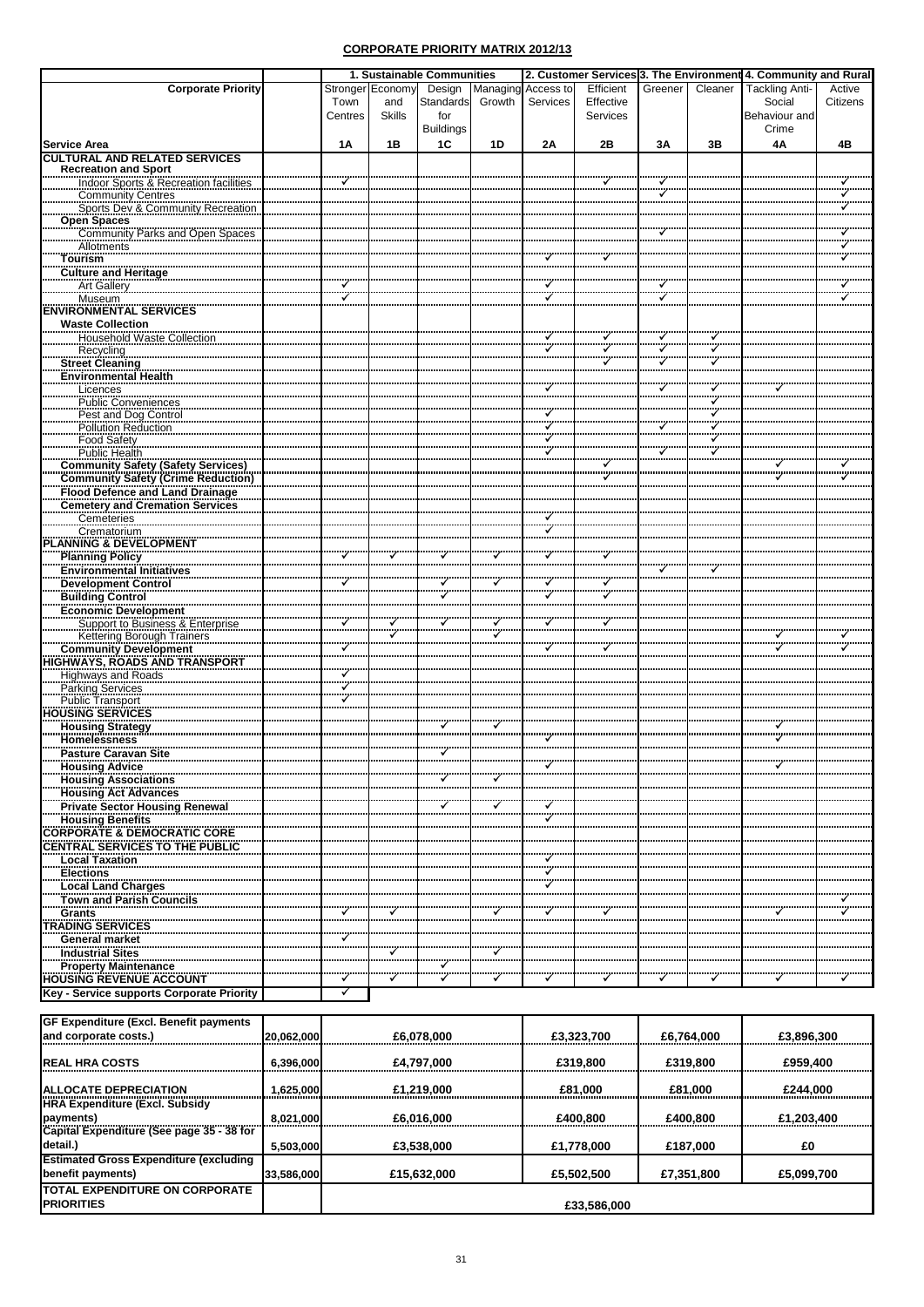## CORPORATE PRIORITY MATRIX 2012/13

| Corporate Priority | 1. Sustainable Communities | | | | 2. Customer Services | | 3. The Environment | | 4. Community and Rural | |
|---|---|---|---|---|---|---|---|---|---|---|
| | Stronger Town Centres | Economy and Skills | Design Standards for Buildings | Managing Growth | Access to Services | Efficient Effective Services | Greener | Cleaner | Tackling Anti-Social Behaviour and Crime | Active Citizens |
| **Service Area** | **1A** | **1B** | **1C** | **1D** | **2A** | **2B** | **3A** | **3B** | **4A** | **4B** |
| **CULTURAL AND RELATED SERVICES** | | | | | | | | | | |
| **Recreation and Sport** | | | | | | | | | | |
| Indoor Sports & Recreation facilities | ✓ | | | | | ✓ | ✓ | | | ✓ |
| Community Centres | | | | | | | ✓ | | | ✓ |
| Sports Dev & Community Recreation | | | | | | | | | | ✓ |
| **Open Spaces** | | | | | | | | | | |
| Community Parks and Open Spaces | | | | | | | ✓ | | | ✓ |
| Allotments | | | | | | | | | | ✓ |
| **Tourism** | | | | | ✓ | ✓ | | | | ✓ |
| **Culture and Heritage** | | | | | | | | | | |
| Art Gallery | ✓ | | | | ✓ | | ✓ | | | ✓ |
| Museum | ✓ | | | | ✓ | | ✓ | | | ✓ |
| **ENVIRONMENTAL SERVICES** | | | | | | | | | | |
| **Waste Collection** | | | | | | | | | | |
| Household Waste Collection | | | | | ✓ | ✓ | ✓ | ✓ | | |
| Recycling | | | | | ✓ | ✓ | ✓ | ✓ | | |
| **Street Cleaning** | | | | | | ✓ | ✓ | ✓ | | |
| **Environmental Health** | | | | | | | | | | |
| Licences | | | | | ✓ | | ✓ | ✓ | ✓ | |
| Public Conveniences | | | | | | | | ✓ | | |
| Pest and Dog Control | | | | | ✓ | | | ✓ | | |
| Pollution Reduction | | | | | ✓ | | ✓ | ✓ | | |
| Food Safety | | | | | ✓ | | | ✓ | | |
| Public Health | | | | | ✓ | | ✓ | ✓ | | |
| **Community Safety (Safety Services)** | | | | | | ✓ | | | ✓ | ✓ |
| **Community Safety (Crime Reduction)** | | | | | | ✓ | | | ✓ | ✓ |
| **Flood Defence and Land Drainage** | | | | | | | | | | |
| **Cemetery and Cremation Services** | | | | | | | | | | |
| Cemeteries | | | | | ✓ | | | | | |
| Crematorium | | | | | ✓ | | | | | |
| **PLANNING & DEVELOPMENT** | | | | | | | | | | |
| **Planning Policy** | ✓ | ✓ | ✓ | ✓ | ✓ | ✓ | | | | |
| **Environmental Initiatives** | | | | | | | ✓ | ✓ | | |
| **Development Control** | ✓ | | ✓ | ✓ | ✓ | ✓ | | | | |
| **Building Control** | | | ✓ | | ✓ | ✓ | | | | |
| **Economic Development** | | | | | | | | | | |
| Support to Business & Enterprise | ✓ | ✓ | ✓ | ✓ | ✓ | ✓ | | | | |
| Kettering Borough Trainers | | ✓ | | ✓ | | | | | ✓ | ✓ |
| **Community Development** | ✓ | | | | ✓ | ✓ | | | ✓ | ✓ |
| **HIGHWAYS, ROADS AND TRANSPORT** | | | | | | | | | | |
| Highways and Roads | ✓ | | | | | | | | | |
| Parking Services | ✓ | | | | | | | | | |
| Public Transport | ✓ | | | | | | | | | |
| **HOUSING SERVICES** | | | | | | | | | | |
| **Housing Strategy** | | | ✓ | ✓ | | | | | ✓ | |
| **Homelessness** | | | | | ✓ | | | | ✓ | |
| **Pasture Caravan Site** | | | ✓ | | | | | | | |
| **Housing Advice** | | | | | ✓ | | | | ✓ | |
| **Housing Associations** | | | ✓ | ✓ | | | | | | |
| **Housing Act Advances** | | | | | | | | | | |
| **Private Sector Housing Renewal** | | | ✓ | ✓ | ✓ | | | | | |
| **Housing Benefits** | | | | | ✓ | | | | | |
| **CORPORATE & DEMOCRATIC CORE** | | | | | | | | | | |
| **CENTRAL SERVICES TO THE PUBLIC** | | | | | | | | | | |
| **Local Taxation** | | | | | ✓ | | | | | |
| **Elections** | | | | | ✓ | | | | | |
| **Local Land Charges** | | | | | ✓ | | | | | |
| **Town and Parish Councils** | | | | | | | | | | ✓ |
| **Grants** | ✓ | ✓ | | ✓ | ✓ | ✓ | | | ✓ | ✓ |
| **TRADING SERVICES** | | | | | | | | | | |
| **General market** | ✓ | | | | | | | | | |
| **Industrial Sites** | | ✓ | | ✓ | | | | | | |
| **Property Maintenance** | | | ✓ | | | | | | | |
| **HOUSING REVENUE ACCOUNT** | ✓ | ✓ | ✓ | ✓ | ✓ | ✓ | ✓ | ✓ | ✓ | ✓ |
| **Key - Service supports Corporate Priority** | ✓ | | | | | | | | | |

| | | 1. Sustainable Communities | 2. Customer Services | 3. The Environment | 4. Community and Rural |
|---|---|---|---|---|---|
| **GF Expenditure (Excl. Benefit payments and corporate costs.)** | **20,062,000** | **£6,078,000** | **£3,323,700** | **£6,764,000** | **£3,896,300** |
| **REAL HRA COSTS** | **6,396,000** | **£4,797,000** | **£319,800** | **£319,800** | **£959,400** |
| **ALLOCATE DEPRECIATION** | **1,625,000** | **£1,219,000** | **£81,000** | **£81,000** | **£244,000** |
| **HRA Expenditure (Excl. Subsidy payments)** | **8,021,000** | **£6,016,000** | **£400,800** | **£400,800** | **£1,203,400** |
| **Capital Expenditure (See page 35 - 38 for detail.)** | **5,503,000** | **£3,538,000** | **£1,778,000** | **£187,000** | **£0** |
| **Estimated Gross Expenditure (excluding benefit payments)** | **33,586,000** | **£15,632,000** | **£5,502,500** | **£7,351,800** | **£5,099,700** |
| **TOTAL EXPENDITURE ON CORPORATE PRIORITIES** | | **£33,586,000** | | | |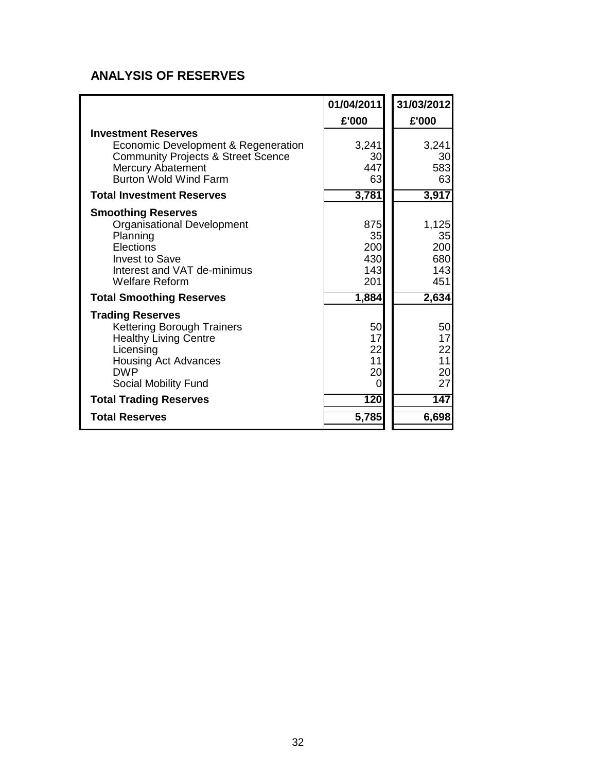## ANALYSIS OF RESERVES

| | 01/04/2011 | 31/03/2012 |
|---|---|---|
| | £'000 | £'000 |
| **Investment Reserves** | | |
| Economic Development & Regeneration | 3,241 | 3,241 |
| Community Projects & Street Scence | 30 | 30 |
| Mercury Abatement | 447 | 583 |
| Burton Wold Wind Farm | 63 | 63 |
| **Total Investment Reserves** | **3,781** | **3,917** |
| **Smoothing Reserves** | | |
| Organisational Development | 875 | 1,125 |
| Planning | 35 | 35 |
| Elections | 200 | 200 |
| Invest to Save | 430 | 680 |
| Interest and VAT de-minimus | 143 | 143 |
| Welfare Reform | 201 | 451 |
| **Total Smoothing Reserves** | **1,884** | **2,634** |
| **Trading Reserves** | | |
| Kettering Borough Trainers | 50 | 50 |
| Healthy Living Centre | 17 | 17 |
| Licensing | 22 | 22 |
| Housing Act Advances | 11 | 11 |
| DWP | 20 | 20 |
| Social Mobility Fund | 0 | 27 |
| **Total Trading Reserves** | **120** | **147** |
| **Total Reserves** | **5,785** | **6,698** |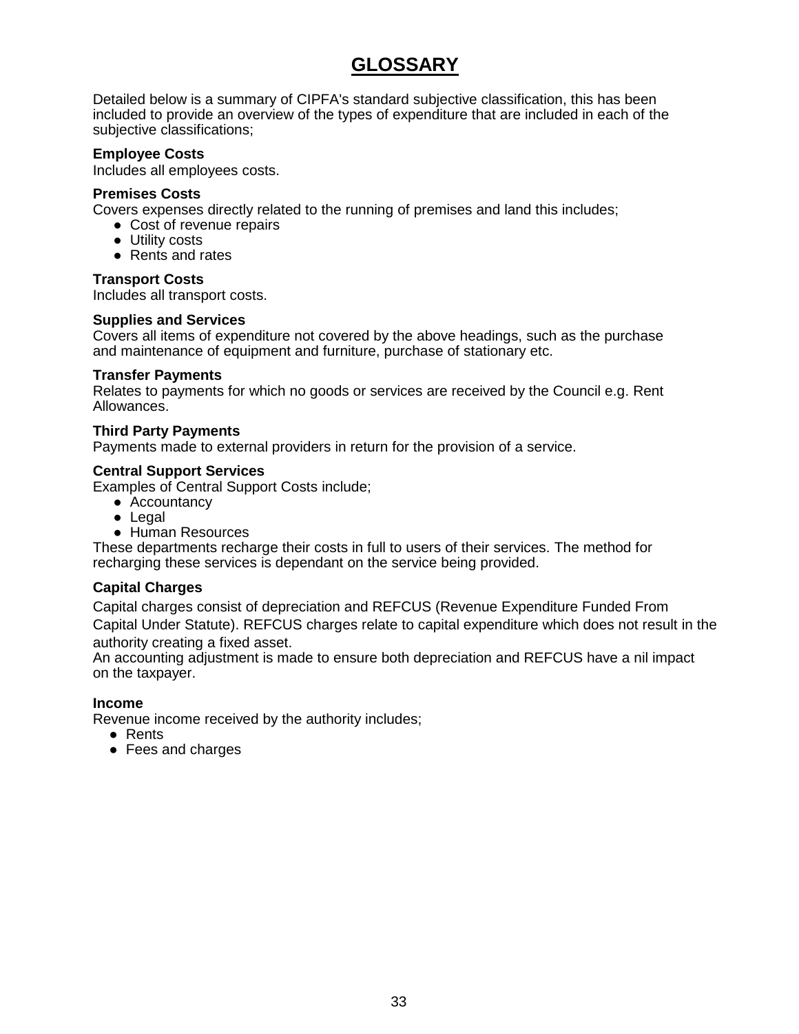# GLOSSARY

Detailed below is a summary of CIPFA's standard subjective classification, this has been included to provide an overview of the types of expenditure that are included in each of the subjective classifications;

**Employee Costs**
Includes all employees costs.

**Premises Costs**
Covers expenses directly related to the running of premises and land this includes;

- Cost of revenue repairs
- Utility costs
- Rents and rates

**Transport Costs**
Includes all transport costs.

**Supplies and Services**
Covers all items of expenditure not covered by the above headings, such as the purchase and maintenance of equipment and furniture, purchase of stationary etc.

**Transfer Payments**
Relates to payments for which no goods or services are received by the Council e.g. Rent Allowances.

**Third Party Payments**
Payments made to external providers in return for the provision of a service.

**Central Support Services**
Examples of Central Support Costs include;

- Accountancy
- Legal
- Human Resources

These departments recharge their costs in full to users of their services. The method for recharging these services is dependant on the service being provided.

**Capital Charges**

Capital charges consist of depreciation and REFCUS (Revenue Expenditure Funded From Capital Under Statute). REFCUS charges relate to capital expenditure which does not result in the authority creating a fixed asset.
An accounting adjustment is made to ensure both depreciation and REFCUS have a nil impact on the taxpayer.

**Income**
Revenue income received by the authority includes;

- Rents
- Fees and charges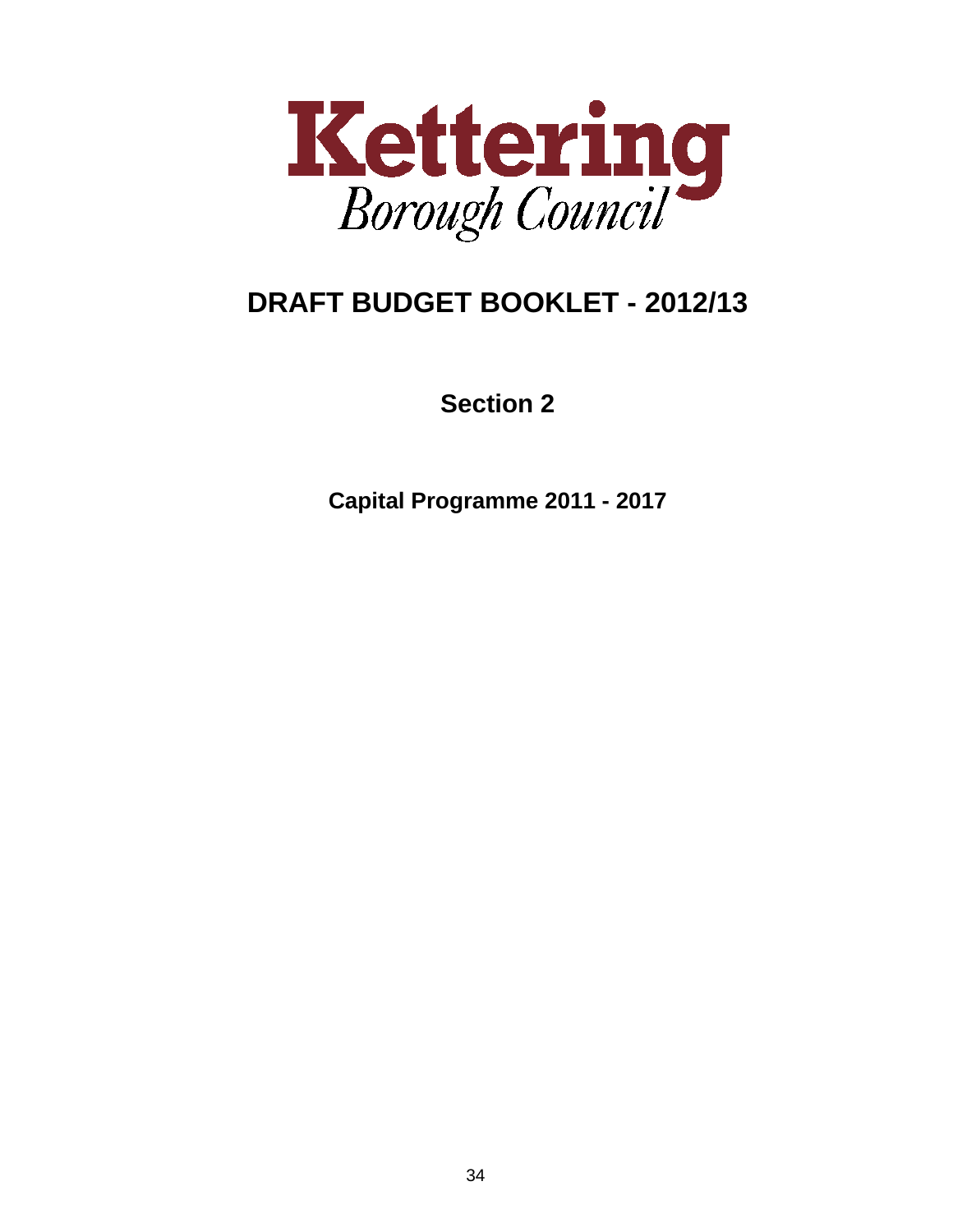Kettering
*Borough Council*

# DRAFT BUDGET BOOKLET - 2012/13

## Section 2

### Capital Programme 2011 - 2017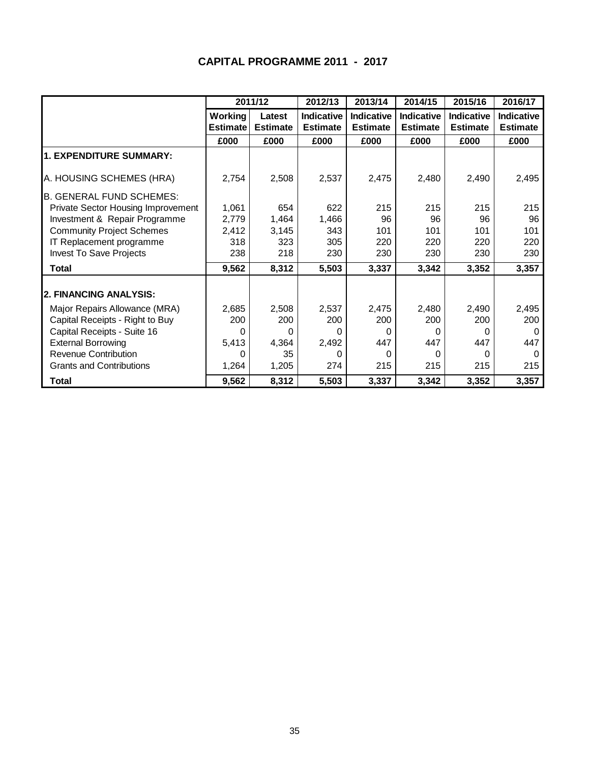# CAPITAL PROGRAMME 2011 - 2017

| | 2011/12 | | 2012/13 | 2013/14 | 2014/15 | 2015/16 | 2016/17 |
|---|---|---|---|---|---|---|---|
| | **Working Estimate** | **Latest Estimate** | **Indicative Estimate** | **Indicative Estimate** | **Indicative Estimate** | **Indicative Estimate** | **Indicative Estimate** |
| | **£000** | **£000** | **£000** | **£000** | **£000** | **£000** | **£000** |
| **1. EXPENDITURE SUMMARY:** | | | | | | | |
| A. HOUSING SCHEMES (HRA) | 2,754 | 2,508 | 2,537 | 2,475 | 2,480 | 2,490 | 2,495 |
| B. GENERAL FUND SCHEMES: | | | | | | | |
| Private Sector Housing Improvement | 1,061 | 654 | 622 | 215 | 215 | 215 | 215 |
| Investment & Repair Programme | 2,779 | 1,464 | 1,466 | 96 | 96 | 96 | 96 |
| Community Project Schemes | 2,412 | 3,145 | 343 | 101 | 101 | 101 | 101 |
| IT Replacement programme | 318 | 323 | 305 | 220 | 220 | 220 | 220 |
| Invest To Save Projects | 238 | 218 | 230 | 230 | 230 | 230 | 230 |
| **Total** | **9,562** | **8,312** | **5,503** | **3,337** | **3,342** | **3,352** | **3,357** |
| **2. FINANCING ANALYSIS:** | | | | | | | |
| Major Repairs Allowance (MRA) | 2,685 | 2,508 | 2,537 | 2,475 | 2,480 | 2,490 | 2,495 |
| Capital Receipts - Right to Buy | 200 | 200 | 200 | 200 | 200 | 200 | 200 |
| Capital Receipts - Suite 16 | 0 | 0 | 0 | 0 | 0 | 0 | 0 |
| External Borrowing | 5,413 | 4,364 | 2,492 | 447 | 447 | 447 | 447 |
| Revenue Contribution | 0 | 35 | 0 | 0 | 0 | 0 | 0 |
| Grants and Contributions | 1,264 | 1,205 | 274 | 215 | 215 | 215 | 215 |
| **Total** | **9,562** | **8,312** | **5,503** | **3,337** | **3,342** | **3,352** | **3,357** |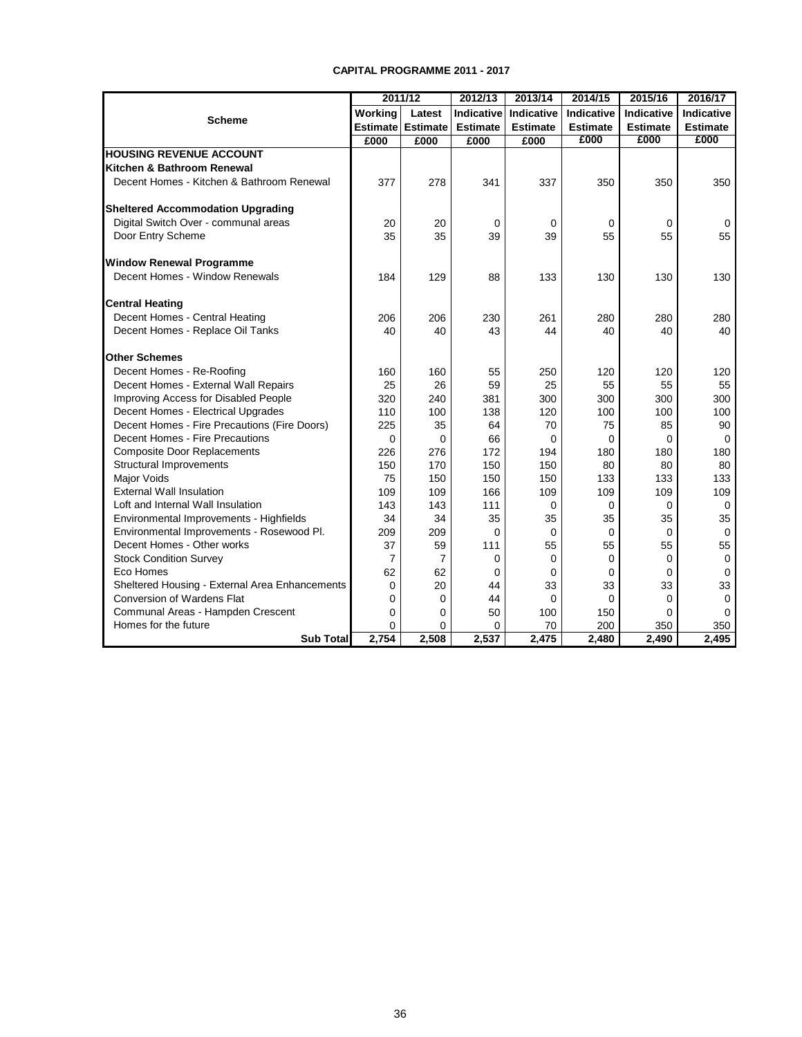# CAPITAL PROGRAMME 2011 - 2017

| Scheme | 2011/12 | | 2012/13 | 2013/14 | 2014/15 | 2015/16 | 2016/17 |
|---|---|---|---|---|---|---|---|
| | Working Estimate | Latest Estimate | Indicative Estimate | Indicative Estimate | Indicative Estimate | Indicative Estimate | Indicative Estimate |
| | £000 | £000 | £000 | £000 | £000 | £000 | £000 |
| **HOUSING REVENUE ACCOUNT** | | | | | | | |
| **Kitchen & Bathroom Renewal** | | | | | | | |
| Decent Homes - Kitchen & Bathroom Renewal | 377 | 278 | 341 | 337 | 350 | 350 | 350 |
| **Sheltered Accommodation Upgrading** | | | | | | | |
| Digital Switch Over - communal areas | 20 | 20 | 0 | 0 | 0 | 0 | 0 |
| Door Entry Scheme | 35 | 35 | 39 | 39 | 55 | 55 | 55 |
| **Window Renewal Programme** | | | | | | | |
| Decent Homes - Window Renewals | 184 | 129 | 88 | 133 | 130 | 130 | 130 |
| **Central Heating** | | | | | | | |
| Decent Homes - Central Heating | 206 | 206 | 230 | 261 | 280 | 280 | 280 |
| Decent Homes - Replace Oil Tanks | 40 | 40 | 43 | 44 | 40 | 40 | 40 |
| **Other Schemes** | | | | | | | |
| Decent Homes - Re-Roofing | 160 | 160 | 55 | 250 | 120 | 120 | 120 |
| Decent Homes - External Wall Repairs | 25 | 26 | 59 | 25 | 55 | 55 | 55 |
| Improving Access for Disabled People | 320 | 240 | 381 | 300 | 300 | 300 | 300 |
| Decent Homes - Electrical Upgrades | 110 | 100 | 138 | 120 | 100 | 100 | 100 |
| Decent Homes - Fire Precautions (Fire Doors) | 225 | 35 | 64 | 70 | 75 | 85 | 90 |
| Decent Homes - Fire Precautions | 0 | 0 | 66 | 0 | 0 | 0 | 0 |
| Composite Door Replacements | 226 | 276 | 172 | 194 | 180 | 180 | 180 |
| Structural Improvements | 150 | 170 | 150 | 150 | 80 | 80 | 80 |
| Major Voids | 75 | 150 | 150 | 150 | 133 | 133 | 133 |
| External Wall Insulation | 109 | 109 | 166 | 109 | 109 | 109 | 109 |
| Loft and Internal Wall Insulation | 143 | 143 | 111 | 0 | 0 | 0 | 0 |
| Environmental Improvements - Highfields | 34 | 34 | 35 | 35 | 35 | 35 | 35 |
| Environmental Improvements - Rosewood Pl. | 209 | 209 | 0 | 0 | 0 | 0 | 0 |
| Decent Homes - Other works | 37 | 59 | 111 | 55 | 55 | 55 | 55 |
| Stock Condition Survey | 7 | 7 | 0 | 0 | 0 | 0 | 0 |
| Eco Homes | 62 | 62 | 0 | 0 | 0 | 0 | 0 |
| Sheltered Housing - External Area Enhancements | 0 | 20 | 44 | 33 | 33 | 33 | 33 |
| Conversion of Wardens Flat | 0 | 0 | 44 | 0 | 0 | 0 | 0 |
| Communal Areas - Hampden Crescent | 0 | 0 | 50 | 100 | 150 | 0 | 0 |
| Homes for the future | 0 | 0 | 0 | 70 | 200 | 350 | 350 |
| **Sub Total** | **2,754** | **2,508** | **2,537** | **2,475** | **2,480** | **2,490** | **2,495** |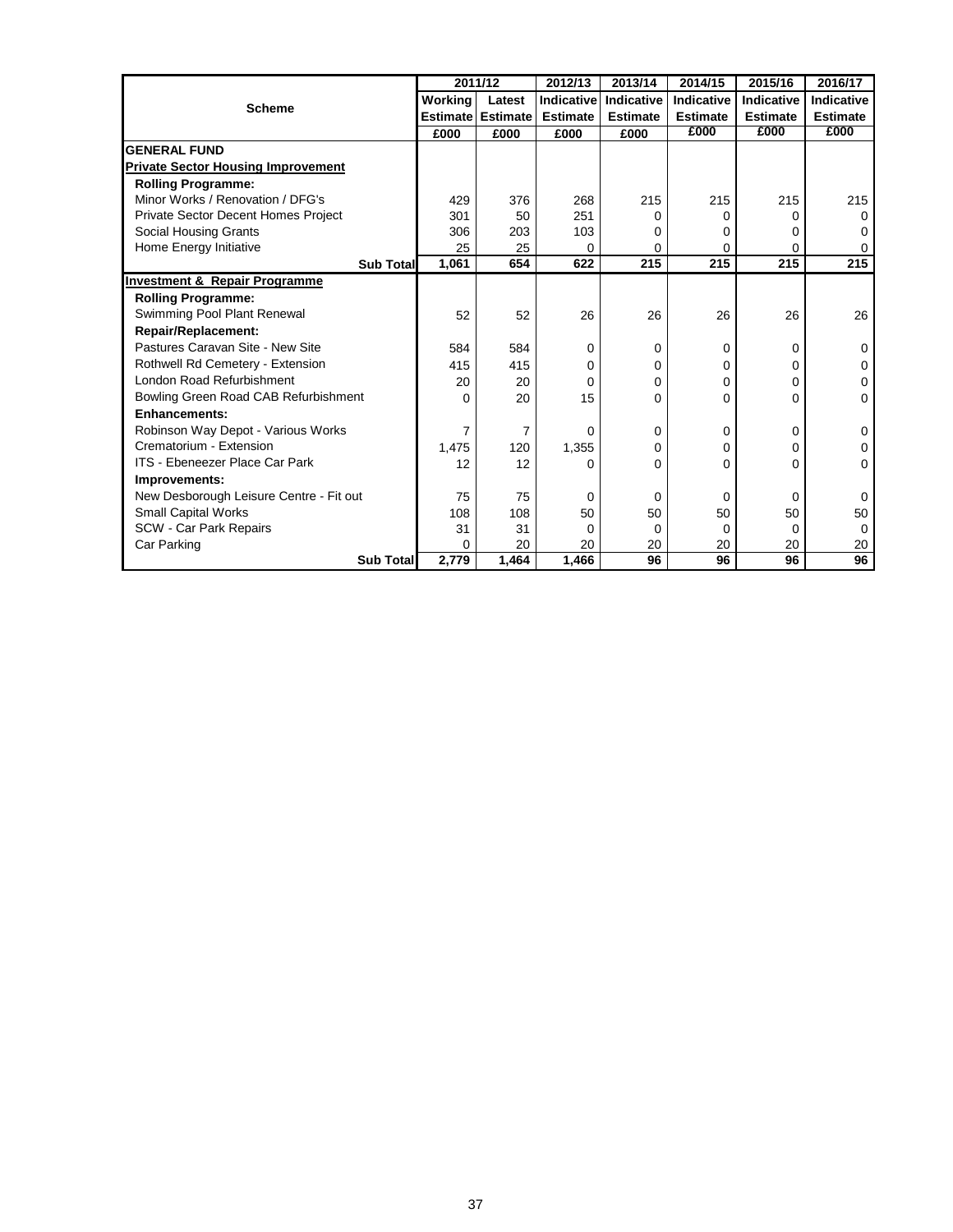| Scheme | 2011/12 | | 2012/13 | 2013/14 | 2014/15 | 2015/16 | 2016/17 |
|---|---|---|---|---|---|---|---|
| | Working Estimate | Latest Estimate | Indicative Estimate | Indicative Estimate | Indicative Estimate | Indicative Estimate | Indicative Estimate |
| | £000 | £000 | £000 | £000 | £000 | £000 | £000 |
| **GENERAL FUND** | | | | | | | |
| **Private Sector Housing Improvement** | | | | | | | |
| **Rolling Programme:** | | | | | | | |
| Minor Works / Renovation / DFG's | 429 | 376 | 268 | 215 | 215 | 215 | 215 |
| Private Sector Decent Homes Project | 301 | 50 | 251 | 0 | 0 | 0 | 0 |
| Social Housing Grants | 306 | 203 | 103 | 0 | 0 | 0 | 0 |
| Home Energy Initiative | 25 | 25 | 0 | 0 | 0 | 0 | 0 |
| **Sub Total** | **1,061** | **654** | **622** | **215** | **215** | **215** | **215** |
| **Investment & Repair Programme** | | | | | | | |
| **Rolling Programme:** | | | | | | | |
| Swimming Pool Plant Renewal | 52 | 52 | 26 | 26 | 26 | 26 | 26 |
| **Repair/Replacement:** | | | | | | | |
| Pastures Caravan Site - New Site | 584 | 584 | 0 | 0 | 0 | 0 | 0 |
| Rothwell Rd Cemetery - Extension | 415 | 415 | 0 | 0 | 0 | 0 | 0 |
| London Road Refurbishment | 20 | 20 | 0 | 0 | 0 | 0 | 0 |
| Bowling Green Road CAB Refurbishment | 0 | 20 | 15 | 0 | 0 | 0 | 0 |
| **Enhancements:** | | | | | | | |
| Robinson Way Depot - Various Works | 7 | 7 | 0 | 0 | 0 | 0 | 0 |
| Crematorium - Extension | 1,475 | 120 | 1,355 | 0 | 0 | 0 | 0 |
| ITS - Ebeneezer Place Car Park | 12 | 12 | 0 | 0 | 0 | 0 | 0 |
| **Improvements:** | | | | | | | |
| New Desborough Leisure Centre - Fit out | 75 | 75 | 0 | 0 | 0 | 0 | 0 |
| Small Capital Works | 108 | 108 | 50 | 50 | 50 | 50 | 50 |
| SCW - Car Park Repairs | 31 | 31 | 0 | 0 | 0 | 0 | 0 |
| Car Parking | 0 | 20 | 20 | 20 | 20 | 20 | 20 |
| **Sub Total** | **2,779** | **1,464** | **1,466** | **96** | **96** | **96** | **96** |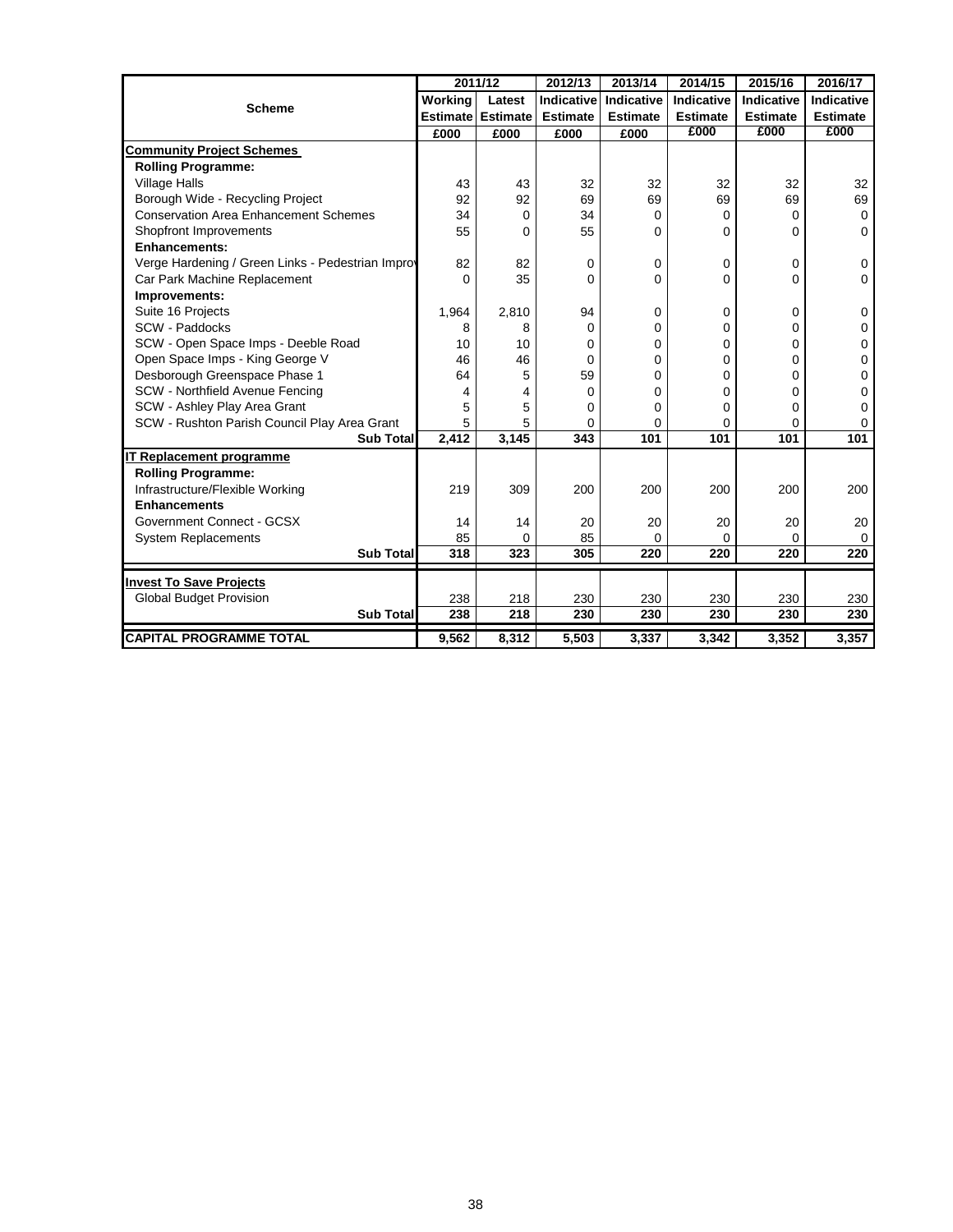| Scheme | 2011/12 | | 2012/13 | 2013/14 | 2014/15 | 2015/16 | 2016/17 |
|---|---|---|---|---|---|---|---|
| | Working Estimate | Latest Estimate | Indicative Estimate | Indicative Estimate | Indicative Estimate | Indicative Estimate | Indicative Estimate |
| | £000 | £000 | £000 | £000 | £000 | £000 | £000 |
| **Community Project Schemes** | | | | | | | |
| **Rolling Programme:** | | | | | | | |
| Village Halls | 43 | 43 | 32 | 32 | 32 | 32 | 32 |
| Borough Wide - Recycling Project | 92 | 92 | 69 | 69 | 69 | 69 | 69 |
| Conservation Area Enhancement Schemes | 34 | 0 | 34 | 0 | 0 | 0 | 0 |
| Shopfront Improvements | 55 | 0 | 55 | 0 | 0 | 0 | 0 |
| **Enhancements:** | | | | | | | |
| Verge Hardening / Green Links - Pedestrian Improv | 82 | 82 | 0 | 0 | 0 | 0 | 0 |
| Car Park Machine Replacement | 0 | 35 | 0 | 0 | 0 | 0 | 0 |
| **Improvements:** | | | | | | | |
| Suite 16 Projects | 1,964 | 2,810 | 94 | 0 | 0 | 0 | 0 |
| SCW - Paddocks | 8 | 8 | 0 | 0 | 0 | 0 | 0 |
| SCW - Open Space Imps - Deeble Road | 10 | 10 | 0 | 0 | 0 | 0 | 0 |
| Open Space Imps - King George V | 46 | 46 | 0 | 0 | 0 | 0 | 0 |
| Desborough Greenspace Phase 1 | 64 | 5 | 59 | 0 | 0 | 0 | 0 |
| SCW - Northfield Avenue Fencing | 4 | 4 | 0 | 0 | 0 | 0 | 0 |
| SCW - Ashley Play Area Grant | 5 | 5 | 0 | 0 | 0 | 0 | 0 |
| SCW - Rushton Parish Council Play Area Grant | 5 | 5 | 0 | 0 | 0 | 0 | 0 |
| **Sub Total** | **2,412** | **3,145** | **343** | **101** | **101** | **101** | **101** |
| **IT Replacement programme** | | | | | | | |
| **Rolling Programme:** | | | | | | | |
| Infrastructure/Flexible Working | 219 | 309 | 200 | 200 | 200 | 200 | 200 |
| **Enhancements** | | | | | | | |
| Government Connect - GCSX | 14 | 14 | 20 | 20 | 20 | 20 | 20 |
| System Replacements | 85 | 0 | 85 | 0 | 0 | 0 | 0 |
| **Sub Total** | **318** | **323** | **305** | **220** | **220** | **220** | **220** |
| **Invest To Save Projects** | | | | | | | |
| Global Budget Provision | 238 | 218 | 230 | 230 | 230 | 230 | 230 |
| **Sub Total** | **238** | **218** | **230** | **230** | **230** | **230** | **230** |
| **CAPITAL PROGRAMME TOTAL** | **9,562** | **8,312** | **5,503** | **3,337** | **3,342** | **3,352** | **3,357** |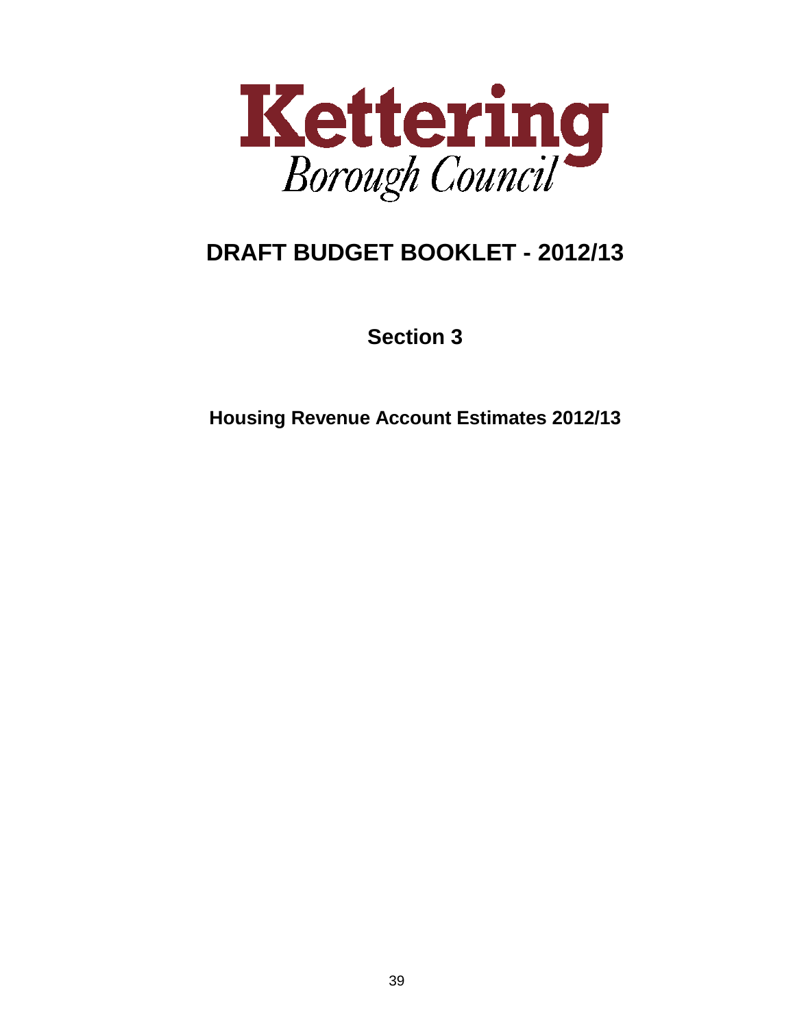# Kettering
*Borough Council*

## DRAFT BUDGET BOOKLET - 2012/13

### Section 3

### Housing Revenue Account Estimates 2012/13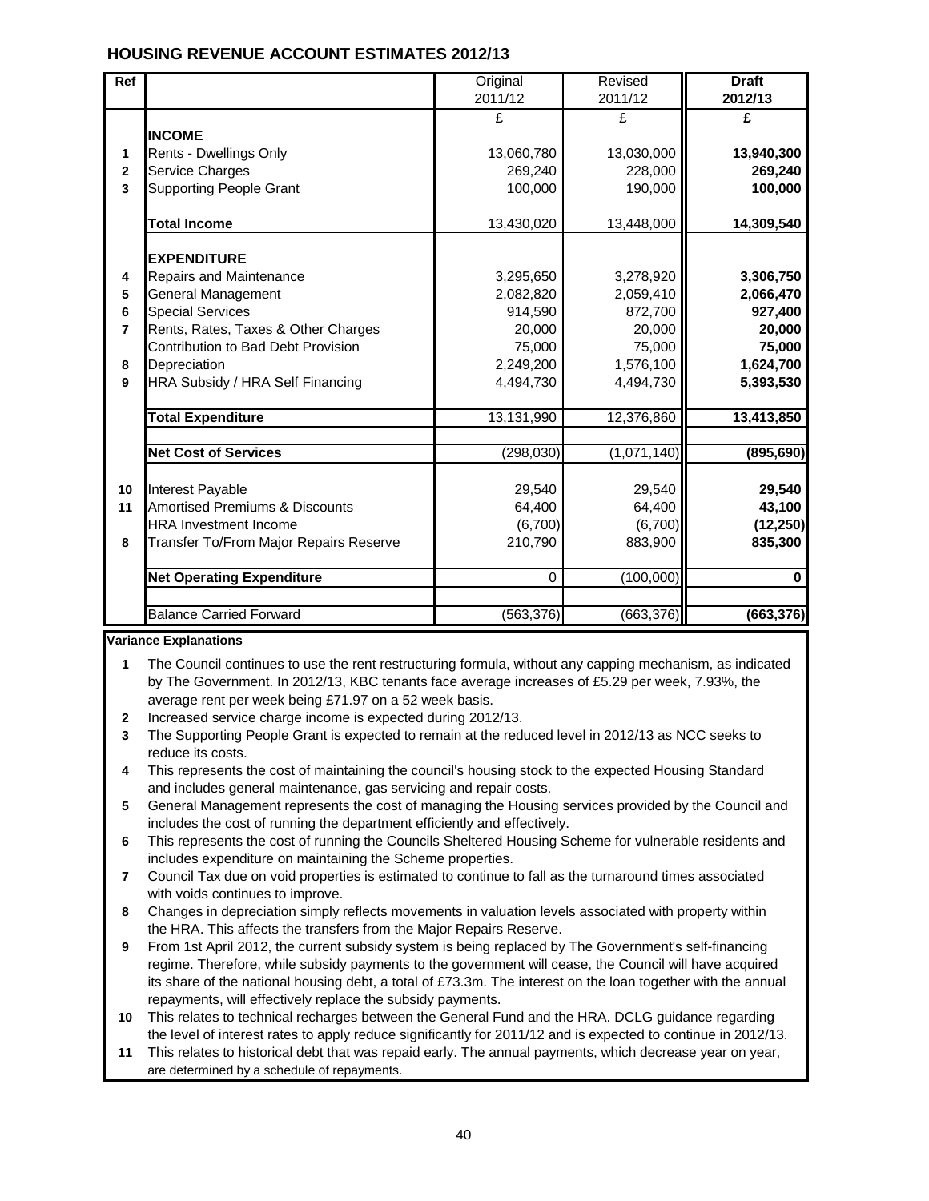## HOUSING REVENUE ACCOUNT ESTIMATES 2012/13

| Ref | | Original 2011/12 | Revised 2011/12 | **Draft 2012/13** |
|---|---|---|---|---|
| | | £ | £ | **£** |
| | **INCOME** | | | |
| 1 | Rents - Dwellings Only | 13,060,780 | 13,030,000 | **13,940,300** |
| 2 | Service Charges | 269,240 | 228,000 | **269,240** |
| 3 | Supporting People Grant | 100,000 | 190,000 | **100,000** |
| | **Total Income** | 13,430,020 | 13,448,000 | **14,309,540** |
| | **EXPENDITURE** | | | |
| 4 | Repairs and Maintenance | 3,295,650 | 3,278,920 | **3,306,750** |
| 5 | General Management | 2,082,820 | 2,059,410 | **2,066,470** |
| 6 | Special Services | 914,590 | 872,700 | **927,400** |
| 7 | Rents, Rates, Taxes & Other Charges | 20,000 | 20,000 | **20,000** |
| | Contribution to Bad Debt Provision | 75,000 | 75,000 | **75,000** |
| 8 | Depreciation | 2,249,200 | 1,576,100 | **1,624,700** |
| 9 | HRA Subsidy / HRA Self Financing | 4,494,730 | 4,494,730 | **5,393,530** |
| | **Total Expenditure** | 13,131,990 | 12,376,860 | **13,413,850** |
| | **Net Cost of Services** | (298,030) | (1,071,140) | **(895,690)** |
| 10 | Interest Payable | 29,540 | 29,540 | **29,540** |
| 11 | Amortised Premiums & Discounts | 64,400 | 64,400 | **43,100** |
| | HRA Investment Income | (6,700) | (6,700) | **(12,250)** |
| 8 | Transfer To/From Major Repairs Reserve | 210,790 | 883,900 | **835,300** |
| | **Net Operating Expenditure** | 0 | (100,000) | **0** |
| | Balance Carried Forward | (563,376) | (663,376) | **(663,376)** |

**Variance Explanations**

1. The Council continues to use the rent restructuring formula, without any capping mechanism, as indicated by The Government. In 2012/13, KBC tenants face average increases of £5.29 per week, 7.93%, the average rent per week being £71.97 on a 52 week basis.
2. Increased service charge income is expected during 2012/13.
3. The Supporting People Grant is expected to remain at the reduced level in 2012/13 as NCC seeks to reduce its costs.
4. This represents the cost of maintaining the council's housing stock to the expected Housing Standard and includes general maintenance, gas servicing and repair costs.
5. General Management represents the cost of managing the Housing services provided by the Council and includes the cost of running the department efficiently and effectively.
6. This represents the cost of running the Councils Sheltered Housing Scheme for vulnerable residents and includes expenditure on maintaining the Scheme properties.
7. Council Tax due on void properties is estimated to continue to fall as the turnaround times associated with voids continues to improve.
8. Changes in depreciation simply reflects movements in valuation levels associated with property within the HRA. This affects the transfers from the Major Repairs Reserve.
9. From 1st April 2012, the current subsidy system is being replaced by The Government's self-financing regime. Therefore, while subsidy payments to the government will cease, the Council will have acquired its share of the national housing debt, a total of £73.3m. The interest on the loan together with the annual repayments, will effectively replace the subsidy payments.
10. This relates to technical recharges between the General Fund and the HRA. DCLG guidance regarding the level of interest rates to apply reduce significantly for 2011/12 and is expected to continue in 2012/13.
11. This relates to historical debt that was repaid early. The annual payments, which decrease year on year, are determined by a schedule of repayments.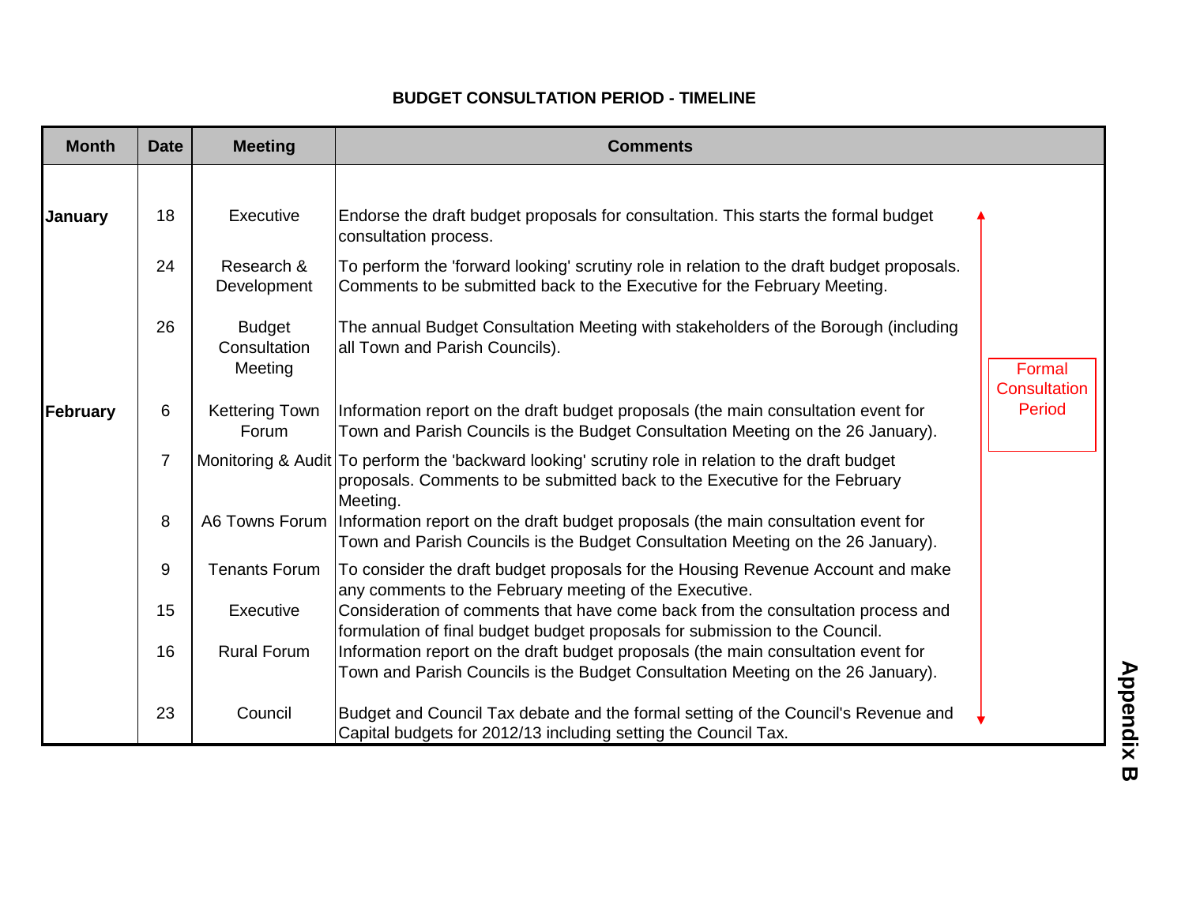**BUDGET CONSULTATION PERIOD - TIMELINE**

| Month | Date | Meeting | Comments |
|---|---|---|---|
| **January** | 18 | Executive | Endorse the draft budget proposals for consultation. This starts the formal budget consultation process. |
| | 24 | Research & Development | To perform the 'forward looking' scrutiny role in relation to the draft budget proposals. Comments to be submitted back to the Executive for the February Meeting. |
| | 26 | Budget Consultation Meeting | The annual Budget Consultation Meeting with stakeholders of the Borough (including all Town and Parish Councils). |
| **February** | 6 | Kettering Town Forum | Information report on the draft budget proposals (the main consultation event for Town and Parish Councils is the Budget Consultation Meeting on the 26 January). |
| | 7 | Monitoring & Audit | To perform the 'backward looking' scrutiny role in relation to the draft budget proposals. Comments to be submitted back to the Executive for the February Meeting. |
| | 8 | A6 Towns Forum | Information report on the draft budget proposals (the main consultation event for Town and Parish Councils is the Budget Consultation Meeting on the 26 January). |
| | 9 | Tenants Forum | To consider the draft budget proposals for the Housing Revenue Account and make any comments to the February meeting of the Executive. |
| | 15 | Executive | Consideration of comments that have come back from the consultation process and formulation of final budget budget proposals for submission to the Council. |
| | 16 | Rural Forum | Information report on the draft budget proposals (the main consultation event for Town and Parish Councils is the Budget Consultation Meeting on the 26 January). |
| | 23 | Council | Budget and Council Tax debate and the formal setting of the Council's Revenue and Capital budgets for 2012/13 including setting the Council Tax. |

Formal Consultation Period (18 January – 23 February)

**Appendix B**